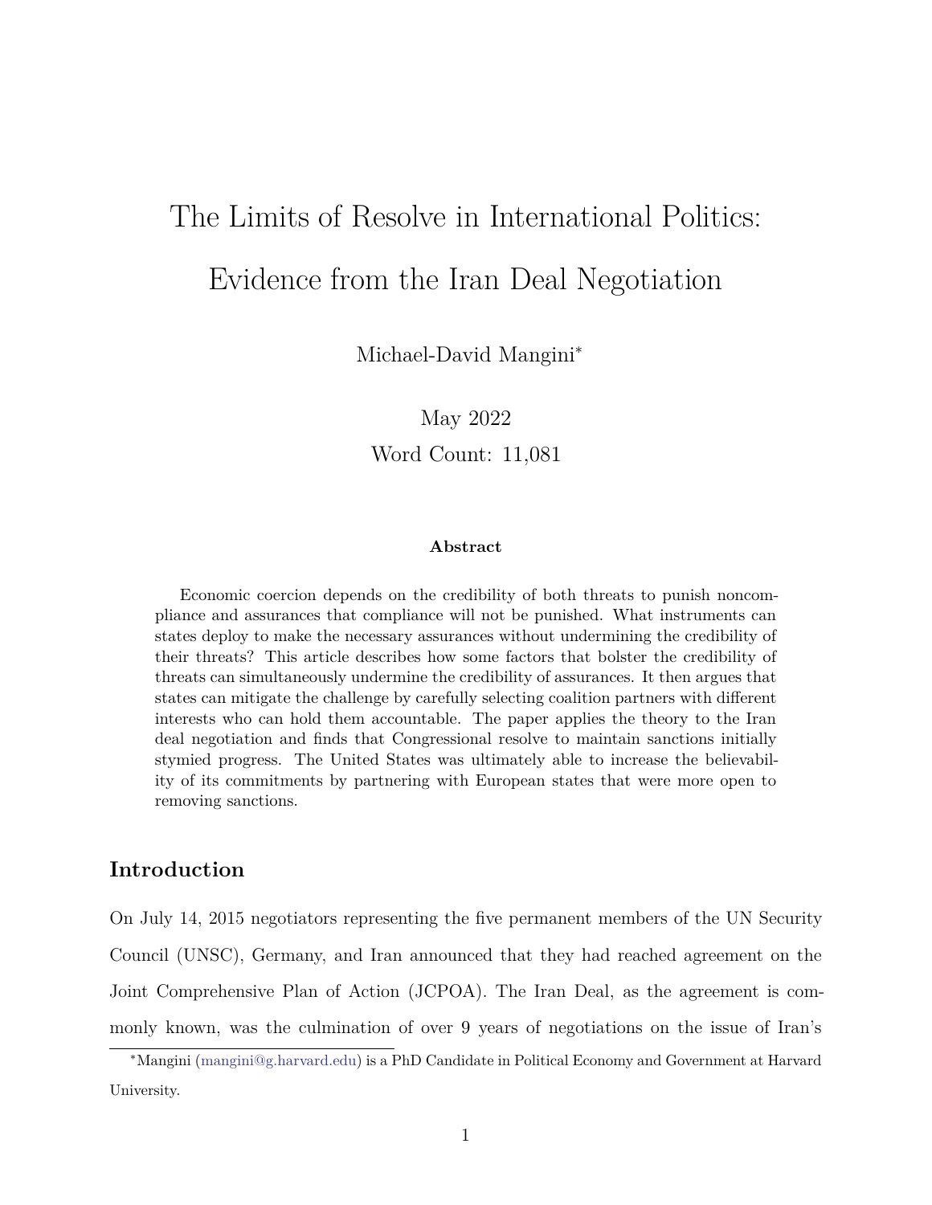# The Limits of Resolve in International Politics: Evidence from the Iran Deal Negotiation

Michael-David Mangini*

May 2022

Word Count: 11,081

**Abstract**

Economic coercion depends on the credibility of both threats to punish noncompliance and assurances that compliance will not be punished. What instruments can states deploy to make the necessary assurances without undermining the credibility of their threats? This article describes how some factors that bolster the credibility of threats can simultaneously undermine the credibility of assurances. It then argues that states can mitigate the challenge by carefully selecting coalition partners with different interests who can hold them accountable. The paper applies the theory to the Iran deal negotiation and finds that Congressional resolve to maintain sanctions initially stymied progress. The United States was ultimately able to increase the believability of its commitments by partnering with European states that were more open to removing sanctions.

## Introduction

On July 14, 2015 negotiators representing the five permanent members of the UN Security Council (UNSC), Germany, and Iran announced that they had reached agreement on the Joint Comprehensive Plan of Action (JCPOA). The Iran Deal, as the agreement is commonly known, was the culmination of over 9 years of negotiations on the issue of Iran's

*Mangini (mangini@g.harvard.edu) is a PhD Candidate in Political Economy and Government at Harvard University.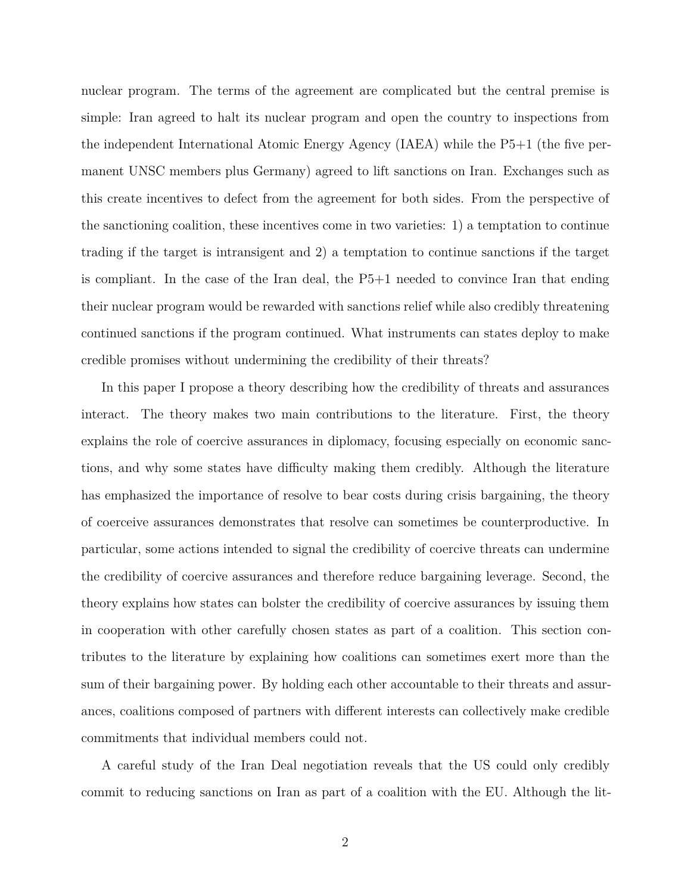nuclear program. The terms of the agreement are complicated but the central premise is simple: Iran agreed to halt its nuclear program and open the country to inspections from the independent International Atomic Energy Agency (IAEA) while the P5+1 (the five permanent UNSC members plus Germany) agreed to lift sanctions on Iran. Exchanges such as this create incentives to defect from the agreement for both sides. From the perspective of the sanctioning coalition, these incentives come in two varieties: 1) a temptation to continue trading if the target is intransigent and 2) a temptation to continue sanctions if the target is compliant. In the case of the Iran deal, the P5+1 needed to convince Iran that ending their nuclear program would be rewarded with sanctions relief while also credibly threatening continued sanctions if the program continued. What instruments can states deploy to make credible promises without undermining the credibility of their threats?

In this paper I propose a theory describing how the credibility of threats and assurances interact. The theory makes two main contributions to the literature. First, the theory explains the role of coercive assurances in diplomacy, focusing especially on economic sanctions, and why some states have difficulty making them credibly. Although the literature has emphasized the importance of resolve to bear costs during crisis bargaining, the theory of coerceive assurances demonstrates that resolve can sometimes be counterproductive. In particular, some actions intended to signal the credibility of coercive threats can undermine the credibility of coercive assurances and therefore reduce bargaining leverage. Second, the theory explains how states can bolster the credibility of coercive assurances by issuing them in cooperation with other carefully chosen states as part of a coalition. This section contributes to the literature by explaining how coalitions can sometimes exert more than the sum of their bargaining power. By holding each other accountable to their threats and assurances, coalitions composed of partners with different interests can collectively make credible commitments that individual members could not.

A careful study of the Iran Deal negotiation reveals that the US could only credibly commit to reducing sanctions on Iran as part of a coalition with the EU. Although the lit-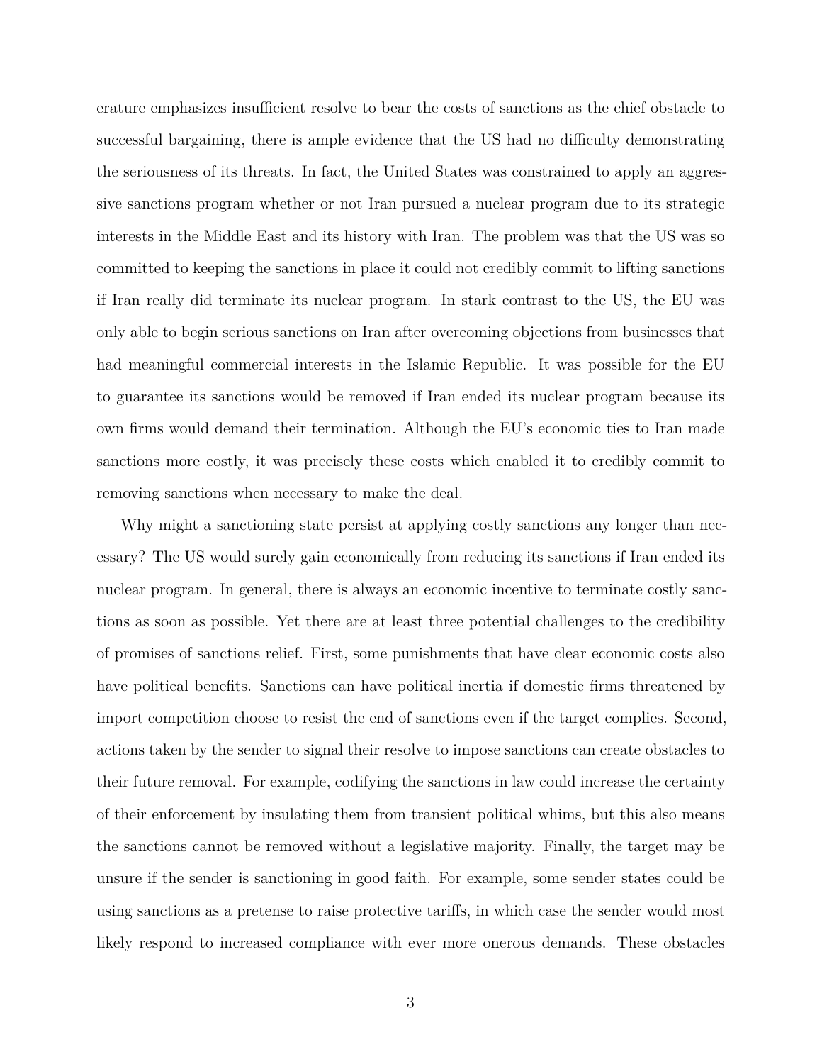erature emphasizes insufficient resolve to bear the costs of sanctions as the chief obstacle to successful bargaining, there is ample evidence that the US had no difficulty demonstrating the seriousness of its threats. In fact, the United States was constrained to apply an aggressive sanctions program whether or not Iran pursued a nuclear program due to its strategic interests in the Middle East and its history with Iran. The problem was that the US was so committed to keeping the sanctions in place it could not credibly commit to lifting sanctions if Iran really did terminate its nuclear program. In stark contrast to the US, the EU was only able to begin serious sanctions on Iran after overcoming objections from businesses that had meaningful commercial interests in the Islamic Republic. It was possible for the EU to guarantee its sanctions would be removed if Iran ended its nuclear program because its own firms would demand their termination. Although the EU's economic ties to Iran made sanctions more costly, it was precisely these costs which enabled it to credibly commit to removing sanctions when necessary to make the deal.

Why might a sanctioning state persist at applying costly sanctions any longer than necessary? The US would surely gain economically from reducing its sanctions if Iran ended its nuclear program. In general, there is always an economic incentive to terminate costly sanctions as soon as possible. Yet there are at least three potential challenges to the credibility of promises of sanctions relief. First, some punishments that have clear economic costs also have political benefits. Sanctions can have political inertia if domestic firms threatened by import competition choose to resist the end of sanctions even if the target complies. Second, actions taken by the sender to signal their resolve to impose sanctions can create obstacles to their future removal. For example, codifying the sanctions in law could increase the certainty of their enforcement by insulating them from transient political whims, but this also means the sanctions cannot be removed without a legislative majority. Finally, the target may be unsure if the sender is sanctioning in good faith. For example, some sender states could be using sanctions as a pretense to raise protective tariffs, in which case the sender would most likely respond to increased compliance with ever more onerous demands. These obstacles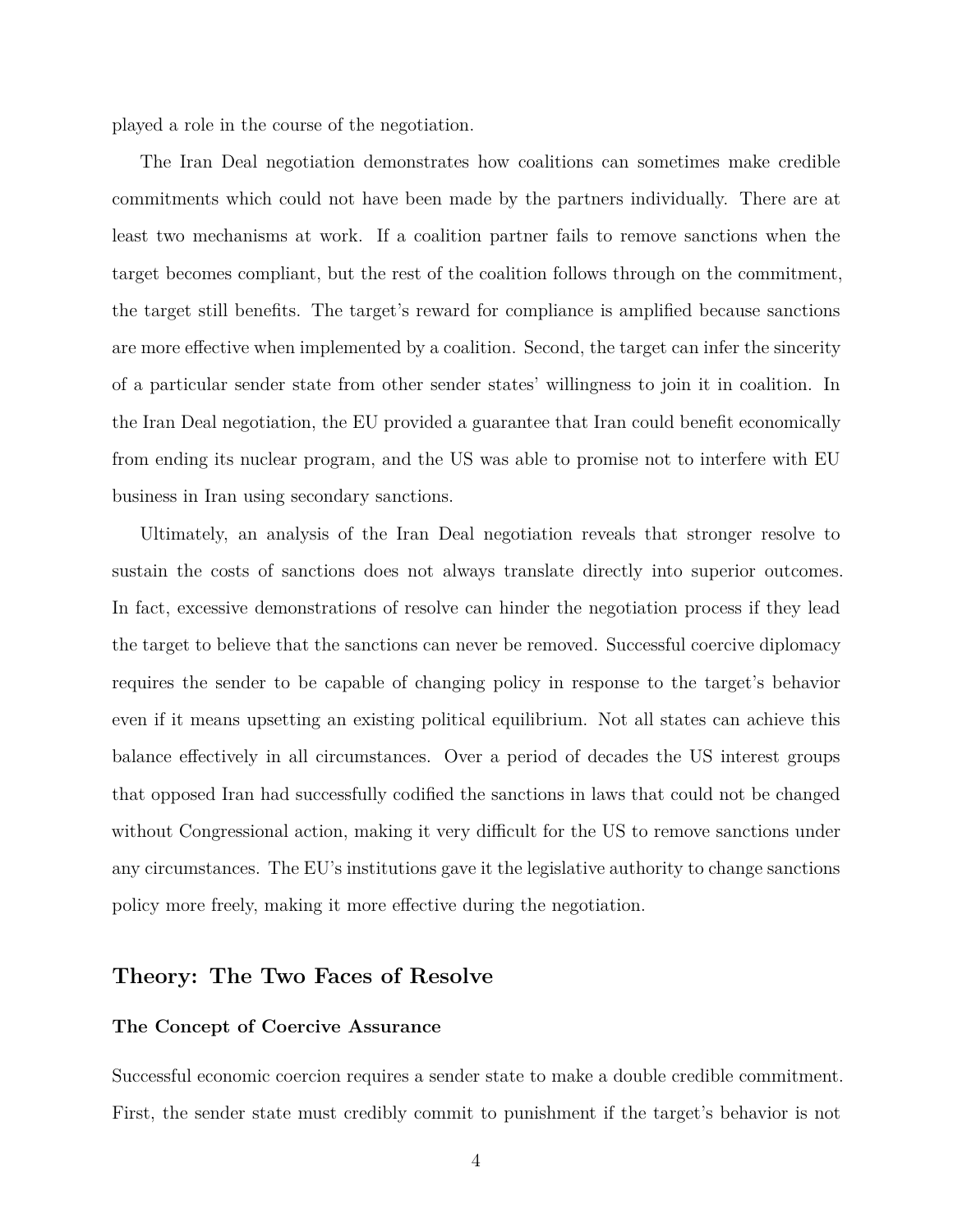played a role in the course of the negotiation.

The Iran Deal negotiation demonstrates how coalitions can sometimes make credible commitments which could not have been made by the partners individually. There are at least two mechanisms at work. If a coalition partner fails to remove sanctions when the target becomes compliant, but the rest of the coalition follows through on the commitment, the target still benefits. The target's reward for compliance is amplified because sanctions are more effective when implemented by a coalition. Second, the target can infer the sincerity of a particular sender state from other sender states' willingness to join it in coalition. In the Iran Deal negotiation, the EU provided a guarantee that Iran could benefit economically from ending its nuclear program, and the US was able to promise not to interfere with EU business in Iran using secondary sanctions.

Ultimately, an analysis of the Iran Deal negotiation reveals that stronger resolve to sustain the costs of sanctions does not always translate directly into superior outcomes. In fact, excessive demonstrations of resolve can hinder the negotiation process if they lead the target to believe that the sanctions can never be removed. Successful coercive diplomacy requires the sender to be capable of changing policy in response to the target's behavior even if it means upsetting an existing political equilibrium. Not all states can achieve this balance effectively in all circumstances. Over a period of decades the US interest groups that opposed Iran had successfully codified the sanctions in laws that could not be changed without Congressional action, making it very difficult for the US to remove sanctions under any circumstances. The EU's institutions gave it the legislative authority to change sanctions policy more freely, making it more effective during the negotiation.

## Theory: The Two Faces of Resolve

### The Concept of Coercive Assurance

Successful economic coercion requires a sender state to make a double credible commitment. First, the sender state must credibly commit to punishment if the target's behavior is not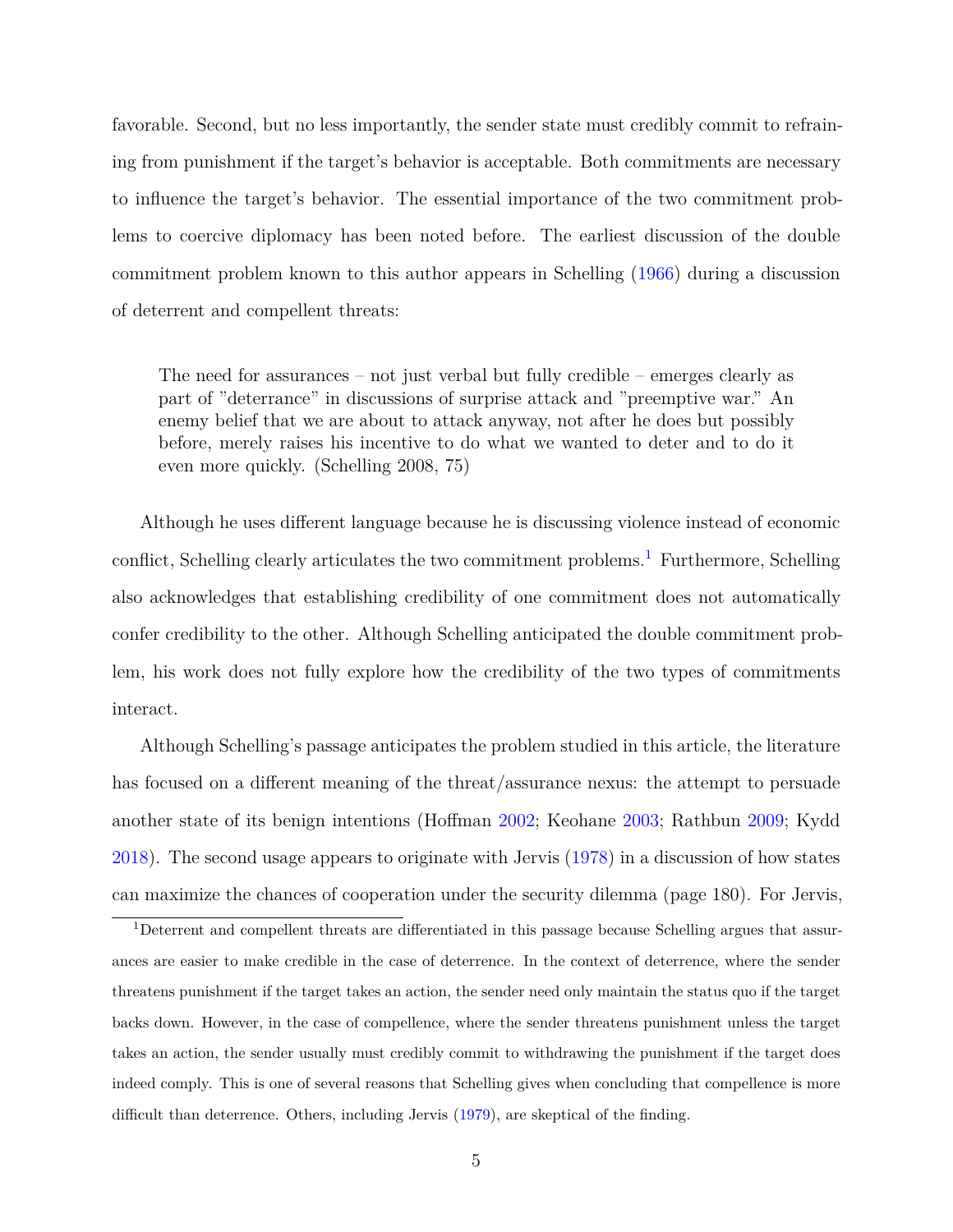favorable. Second, but no less importantly, the sender state must credibly commit to refraining from punishment if the target's behavior is acceptable. Both commitments are necessary to influence the target's behavior. The essential importance of the two commitment problems to coercive diplomacy has been noted before. The earliest discussion of the double commitment problem known to this author appears in Schelling (1966) during a discussion of deterrent and compellent threats:

> The need for assurances – not just verbal but fully credible – emerges clearly as part of "deterrance" in discussions of surprise attack and "preemptive war." An enemy belief that we are about to attack anyway, not after he does but possibly before, merely raises his incentive to do what we wanted to deter and to do it even more quickly. (Schelling 2008, 75)

Although he uses different language because he is discussing violence instead of economic conflict, Schelling clearly articulates the two commitment problems.[1] Furthermore, Schelling also acknowledges that establishing credibility of one commitment does not automatically confer credibility to the other. Although Schelling anticipated the double commitment problem, his work does not fully explore how the credibility of the two types of commitments interact.

Although Schelling's passage anticipates the problem studied in this article, the literature has focused on a different meaning of the threat/assurance nexus: the attempt to persuade another state of its benign intentions (Hoffman 2002; Keohane 2003; Rathbun 2009; Kydd 2018). The second usage appears to originate with Jervis (1978) in a discussion of how states can maximize the chances of cooperation under the security dilemma (page 180). For Jervis,

[1] Deterrent and compellent threats are differentiated in this passage because Schelling argues that assurances are easier to make credible in the case of deterrence. In the context of deterrence, where the sender threatens punishment if the target takes an action, the sender need only maintain the status quo if the target backs down. However, in the case of compellence, where the sender threatens punishment unless the target takes an action, the sender usually must credibly commit to withdrawing the punishment if the target does indeed comply. This is one of several reasons that Schelling gives when concluding that compellence is more difficult than deterrence. Others, including Jervis (1979), are skeptical of the finding.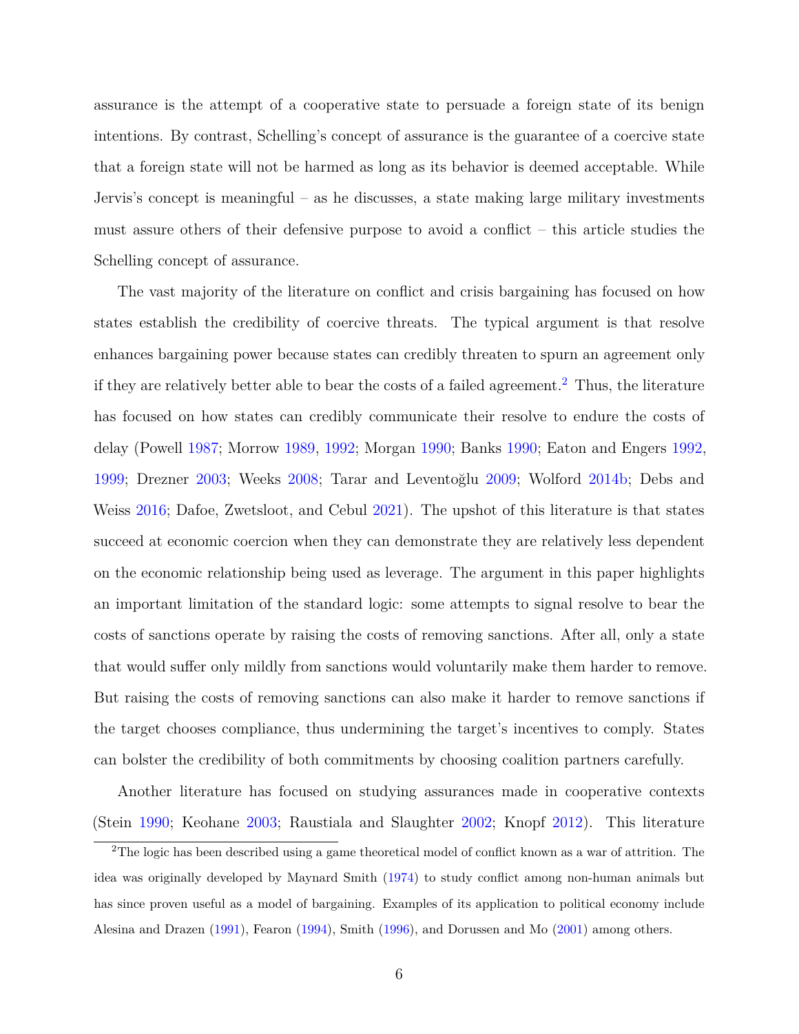assurance is the attempt of a cooperative state to persuade a foreign state of its benign intentions. By contrast, Schelling's concept of assurance is the guarantee of a coercive state that a foreign state will not be harmed as long as its behavior is deemed acceptable. While Jervis's concept is meaningful – as he discusses, a state making large military investments must assure others of their defensive purpose to avoid a conflict – this article studies the Schelling concept of assurance.

The vast majority of the literature on conflict and crisis bargaining has focused on how states establish the credibility of coercive threats. The typical argument is that resolve enhances bargaining power because states can credibly threaten to spurn an agreement only if they are relatively better able to bear the costs of a failed agreement.[2] Thus, the literature has focused on how states can credibly communicate their resolve to endure the costs of delay (Powell 1987; Morrow 1989, 1992; Morgan 1990; Banks 1990; Eaton and Engers 1992, 1999; Drezner 2003; Weeks 2008; Tarar and Leventoğlu 2009; Wolford 2014b; Debs and Weiss 2016; Dafoe, Zwetsloot, and Cebul 2021). The upshot of this literature is that states succeed at economic coercion when they can demonstrate they are relatively less dependent on the economic relationship being used as leverage. The argument in this paper highlights an important limitation of the standard logic: some attempts to signal resolve to bear the costs of sanctions operate by raising the costs of removing sanctions. After all, only a state that would suffer only mildly from sanctions would voluntarily make them harder to remove. But raising the costs of removing sanctions can also make it harder to remove sanctions if the target chooses compliance, thus undermining the target's incentives to comply. States can bolster the credibility of both commitments by choosing coalition partners carefully.

Another literature has focused on studying assurances made in cooperative contexts (Stein 1990; Keohane 2003; Raustiala and Slaughter 2002; Knopf 2012). This literature

[2] The logic has been described using a game theoretical model of conflict known as a war of attrition. The idea was originally developed by Maynard Smith (1974) to study conflict among non-human animals but has since proven useful as a model of bargaining. Examples of its application to political economy include Alesina and Drazen (1991), Fearon (1994), Smith (1996), and Dorussen and Mo (2001) among others.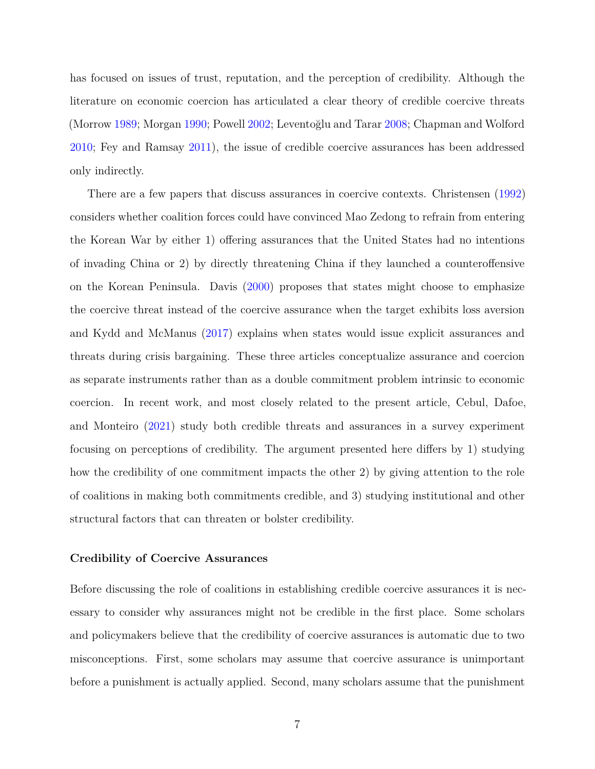has focused on issues of trust, reputation, and the perception of credibility. Although the literature on economic coercion has articulated a clear theory of credible coercive threats (Morrow 1989; Morgan 1990; Powell 2002; Leventoğlu and Tarar 2008; Chapman and Wolford 2010; Fey and Ramsay 2011), the issue of credible coercive assurances has been addressed only indirectly.

There are a few papers that discuss assurances in coercive contexts. Christensen (1992) considers whether coalition forces could have convinced Mao Zedong to refrain from entering the Korean War by either 1) offering assurances that the United States had no intentions of invading China or 2) by directly threatening China if they launched a counteroffensive on the Korean Peninsula. Davis (2000) proposes that states might choose to emphasize the coercive threat instead of the coercive assurance when the target exhibits loss aversion and Kydd and McManus (2017) explains when states would issue explicit assurances and threats during crisis bargaining. These three articles conceptualize assurance and coercion as separate instruments rather than as a double commitment problem intrinsic to economic coercion. In recent work, and most closely related to the present article, Cebul, Dafoe, and Monteiro (2021) study both credible threats and assurances in a survey experiment focusing on perceptions of credibility. The argument presented here differs by 1) studying how the credibility of one commitment impacts the other 2) by giving attention to the role of coalitions in making both commitments credible, and 3) studying institutional and other structural factors that can threaten or bolster credibility.

### Credibility of Coercive Assurances

Before discussing the role of coalitions in establishing credible coercive assurances it is necessary to consider why assurances might not be credible in the first place. Some scholars and policymakers believe that the credibility of coercive assurances is automatic due to two misconceptions. First, some scholars may assume that coercive assurance is unimportant before a punishment is actually applied. Second, many scholars assume that the punishment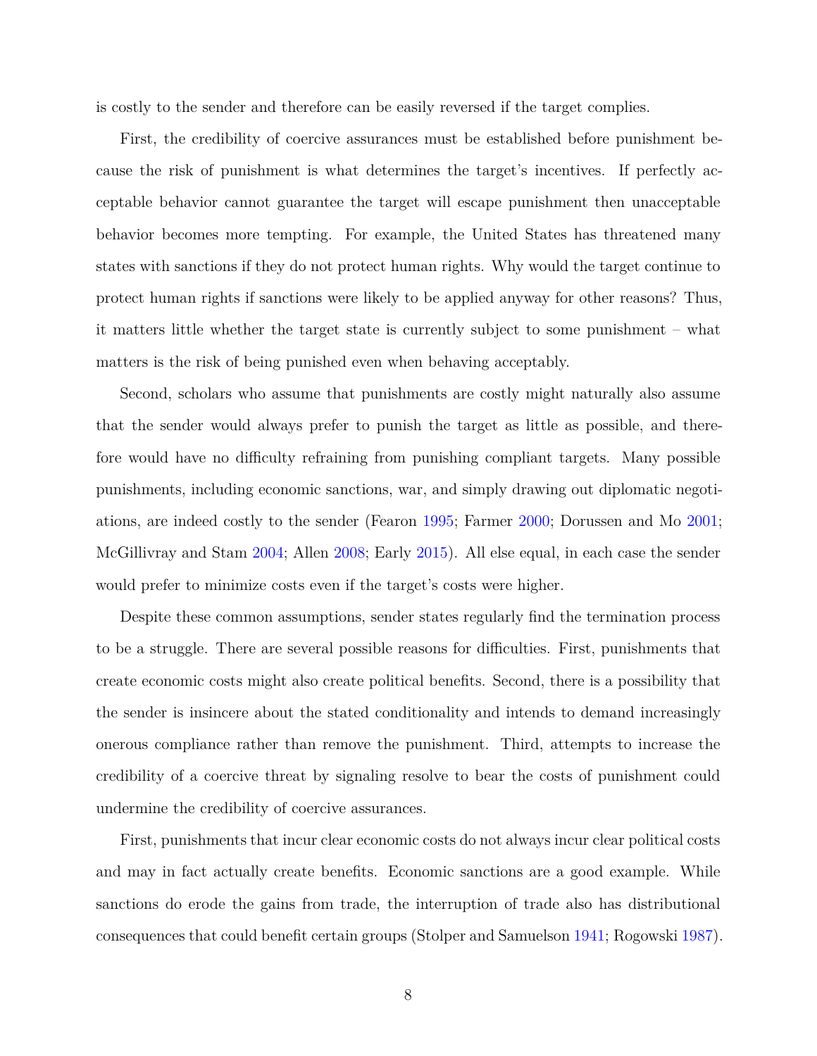is costly to the sender and therefore can be easily reversed if the target complies.

First, the credibility of coercive assurances must be established before punishment because the risk of punishment is what determines the target's incentives. If perfectly acceptable behavior cannot guarantee the target will escape punishment then unacceptable behavior becomes more tempting. For example, the United States has threatened many states with sanctions if they do not protect human rights. Why would the target continue to protect human rights if sanctions were likely to be applied anyway for other reasons? Thus, it matters little whether the target state is currently subject to some punishment – what matters is the risk of being punished even when behaving acceptably.

Second, scholars who assume that punishments are costly might naturally also assume that the sender would always prefer to punish the target as little as possible, and therefore would have no difficulty refraining from punishing compliant targets. Many possible punishments, including economic sanctions, war, and simply drawing out diplomatic negotiations, are indeed costly to the sender (Fearon 1995; Farmer 2000; Dorussen and Mo 2001; McGillivray and Stam 2004; Allen 2008; Early 2015). All else equal, in each case the sender would prefer to minimize costs even if the target's costs were higher.

Despite these common assumptions, sender states regularly find the termination process to be a struggle. There are several possible reasons for difficulties. First, punishments that create economic costs might also create political benefits. Second, there is a possibility that the sender is insincere about the stated conditionality and intends to demand increasingly onerous compliance rather than remove the punishment. Third, attempts to increase the credibility of a coercive threat by signaling resolve to bear the costs of punishment could undermine the credibility of coercive assurances.

First, punishments that incur clear economic costs do not always incur clear political costs and may in fact actually create benefits. Economic sanctions are a good example. While sanctions do erode the gains from trade, the interruption of trade also has distributional consequences that could benefit certain groups (Stolper and Samuelson 1941; Rogowski 1987).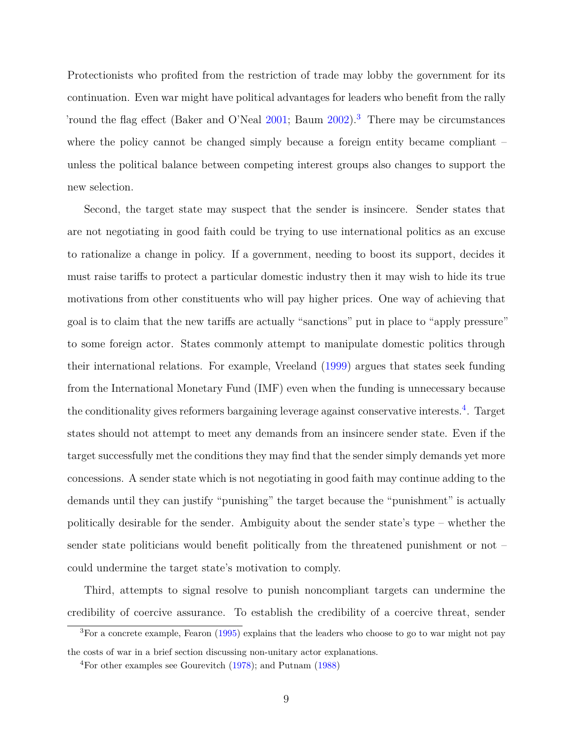Protectionists who profited from the restriction of trade may lobby the government for its continuation. Even war might have political advantages for leaders who benefit from the rally 'round the flag effect (Baker and O'Neal 2001; Baum 2002).[3] There may be circumstances where the policy cannot be changed simply because a foreign entity became compliant – unless the political balance between competing interest groups also changes to support the new selection.

Second, the target state may suspect that the sender is insincere. Sender states that are not negotiating in good faith could be trying to use international politics as an excuse to rationalize a change in policy. If a government, needing to boost its support, decides it must raise tariffs to protect a particular domestic industry then it may wish to hide its true motivations from other constituents who will pay higher prices. One way of achieving that goal is to claim that the new tariffs are actually "sanctions" put in place to "apply pressure" to some foreign actor. States commonly attempt to manipulate domestic politics through their international relations. For example, Vreeland (1999) argues that states seek funding from the International Monetary Fund (IMF) even when the funding is unnecessary because the conditionality gives reformers bargaining leverage against conservative interests.[4]. Target states should not attempt to meet any demands from an insincere sender state. Even if the target successfully met the conditions they may find that the sender simply demands yet more concessions. A sender state which is not negotiating in good faith may continue adding to the demands until they can justify "punishing" the target because the "punishment" is actually politically desirable for the sender. Ambiguity about the sender state's type – whether the sender state politicians would benefit politically from the threatened punishment or not – could undermine the target state's motivation to comply.

Third, attempts to signal resolve to punish noncompliant targets can undermine the credibility of coercive assurance. To establish the credibility of a coercive threat, sender

[3] For a concrete example, Fearon (1995) explains that the leaders who choose to go to war might not pay the costs of war in a brief section discussing non-unitary actor explanations.

[4] For other examples see Gourevitch (1978); and Putnam (1988)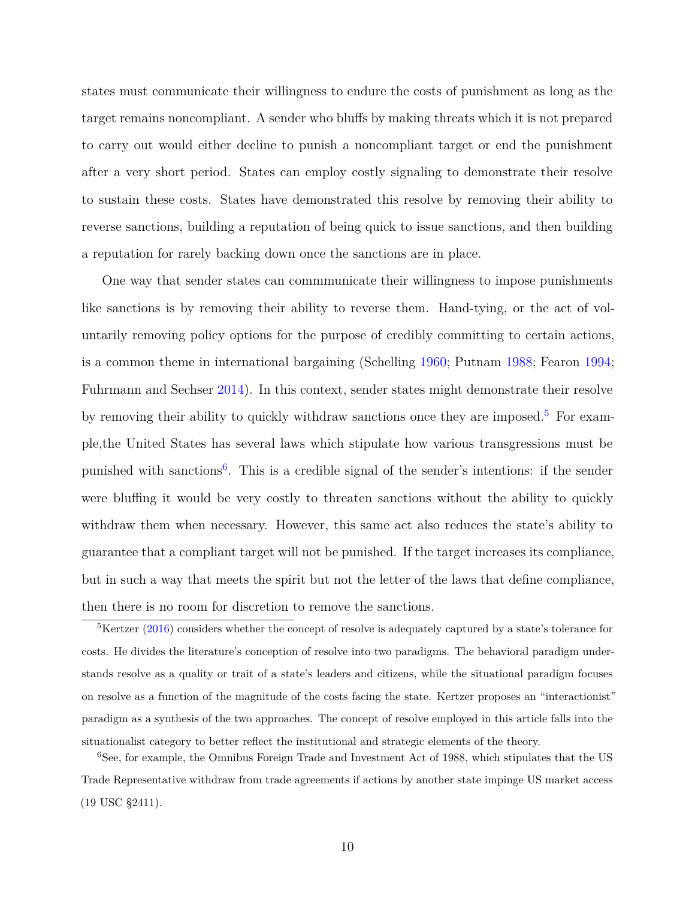states must communicate their willingness to endure the costs of punishment as long as the target remains noncompliant. A sender who bluffs by making threats which it is not prepared to carry out would either decline to punish a noncompliant target or end the punishment after a very short period. States can employ costly signaling to demonstrate their resolve to sustain these costs. States have demonstrated this resolve by removing their ability to reverse sanctions, building a reputation of being quick to issue sanctions, and then building a reputation for rarely backing down once the sanctions are in place.

One way that sender states can commmunicate their willingness to impose punishments like sanctions is by removing their ability to reverse them. Hand-tying, or the act of voluntarily removing policy options for the purpose of credibly committing to certain actions, is a common theme in international bargaining (Schelling 1960; Putnam 1988; Fearon 1994; Fuhrmann and Sechser 2014). In this context, sender states might demonstrate their resolve by removing their ability to quickly withdraw sanctions once they are imposed.[5] For example,the United States has several laws which stipulate how various transgressions must be punished with sanctions[6]. This is a credible signal of the sender's intentions: if the sender were bluffing it would be very costly to threaten sanctions without the ability to quickly withdraw them when necessary. However, this same act also reduces the state's ability to guarantee that a compliant target will not be punished. If the target increases its compliance, but in such a way that meets the spirit but not the letter of the laws that define compliance, then there is no room for discretion to remove the sanctions.

[5] Kertzer (2016) considers whether the concept of resolve is adequately captured by a state's tolerance for costs. He divides the literature's conception of resolve into two paradigms. The behavioral paradigm understands resolve as a quality or trait of a state's leaders and citizens, while the situational paradigm focuses on resolve as a function of the magnitude of the costs facing the state. Kertzer proposes an "interactionist" paradigm as a synthesis of the two approaches. The concept of resolve employed in this article falls into the situationalist category to better reflect the institutional and strategic elements of the theory.

[6] See, for example, the Omnibus Foreign Trade and Investment Act of 1988, which stipulates that the US Trade Representative withdraw from trade agreements if actions by another state impinge US market access (19 USC §2411).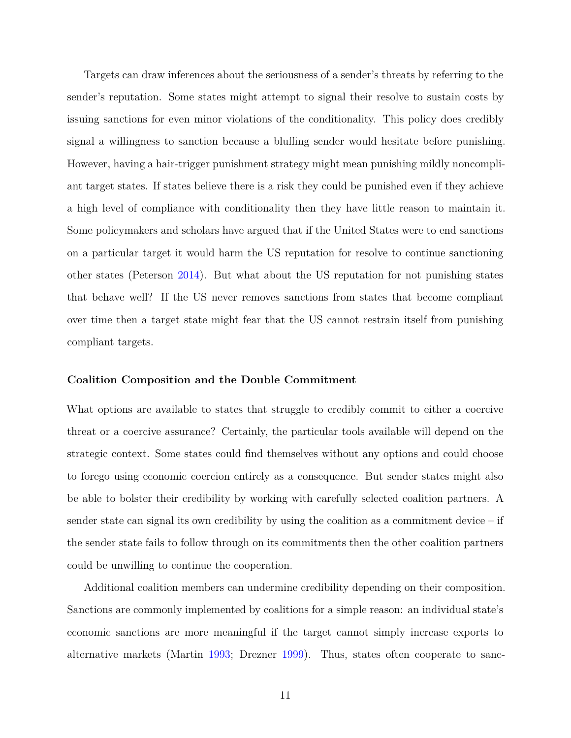Targets can draw inferences about the seriousness of a sender's threats by referring to the sender's reputation. Some states might attempt to signal their resolve to sustain costs by issuing sanctions for even minor violations of the conditionality. This policy does credibly signal a willingness to sanction because a bluffing sender would hesitate before punishing. However, having a hair-trigger punishment strategy might mean punishing mildly noncompliant target states. If states believe there is a risk they could be punished even if they achieve a high level of compliance with conditionality then they have little reason to maintain it. Some policymakers and scholars have argued that if the United States were to end sanctions on a particular target it would harm the US reputation for resolve to continue sanctioning other states (Peterson 2014). But what about the US reputation for not punishing states that behave well? If the US never removes sanctions from states that become compliant over time then a target state might fear that the US cannot restrain itself from punishing compliant targets.

### Coalition Composition and the Double Commitment

What options are available to states that struggle to credibly commit to either a coercive threat or a coercive assurance? Certainly, the particular tools available will depend on the strategic context. Some states could find themselves without any options and could choose to forego using economic coercion entirely as a consequence. But sender states might also be able to bolster their credibility by working with carefully selected coalition partners. A sender state can signal its own credibility by using the coalition as a commitment device – if the sender state fails to follow through on its commitments then the other coalition partners could be unwilling to continue the cooperation.

Additional coalition members can undermine credibility depending on their composition. Sanctions are commonly implemented by coalitions for a simple reason: an individual state's economic sanctions are more meaningful if the target cannot simply increase exports to alternative markets (Martin 1993; Drezner 1999). Thus, states often cooperate to sanc-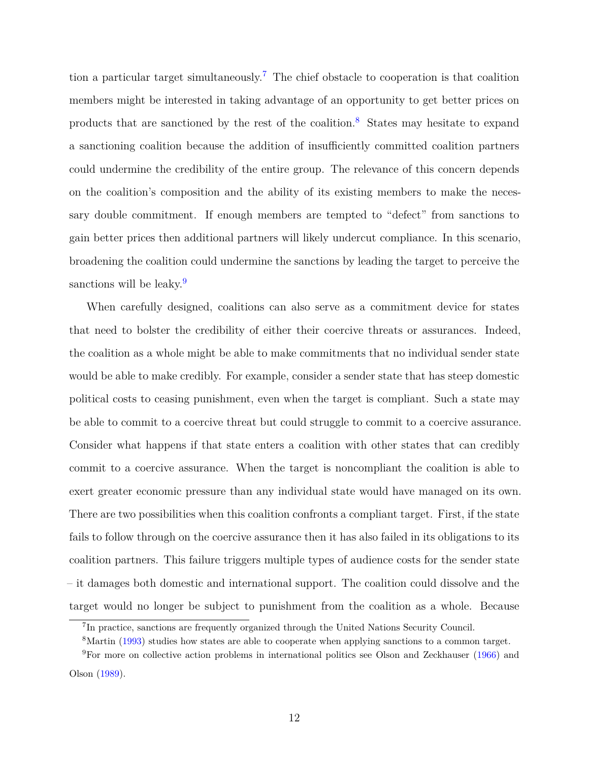tion a particular target simultaneously.[7] The chief obstacle to cooperation is that coalition members might be interested in taking advantage of an opportunity to get better prices on products that are sanctioned by the rest of the coalition.[8] States may hesitate to expand a sanctioning coalition because the addition of insufficiently committed coalition partners could undermine the credibility of the entire group. The relevance of this concern depends on the coalition's composition and the ability of its existing members to make the necessary double commitment. If enough members are tempted to "defect" from sanctions to gain better prices then additional partners will likely undercut compliance. In this scenario, broadening the coalition could undermine the sanctions by leading the target to perceive the sanctions will be leaky.[9]

When carefully designed, coalitions can also serve as a commitment device for states that need to bolster the credibility of either their coercive threats or assurances. Indeed, the coalition as a whole might be able to make commitments that no individual sender state would be able to make credibly. For example, consider a sender state that has steep domestic political costs to ceasing punishment, even when the target is compliant. Such a state may be able to commit to a coercive threat but could struggle to commit to a coercive assurance. Consider what happens if that state enters a coalition with other states that can credibly commit to a coercive assurance. When the target is noncompliant the coalition is able to exert greater economic pressure than any individual state would have managed on its own. There are two possibilities when this coalition confronts a compliant target. First, if the state fails to follow through on the coercive assurance then it has also failed in its obligations to its coalition partners. This failure triggers multiple types of audience costs for the sender state – it damages both domestic and international support. The coalition could dissolve and the target would no longer be subject to punishment from the coalition as a whole. Because

[7] In practice, sanctions are frequently organized through the United Nations Security Council.

[8] Martin (1993) studies how states are able to cooperate when applying sanctions to a common target.

[9] For more on collective action problems in international politics see Olson and Zeckhauser (1966) and Olson (1989).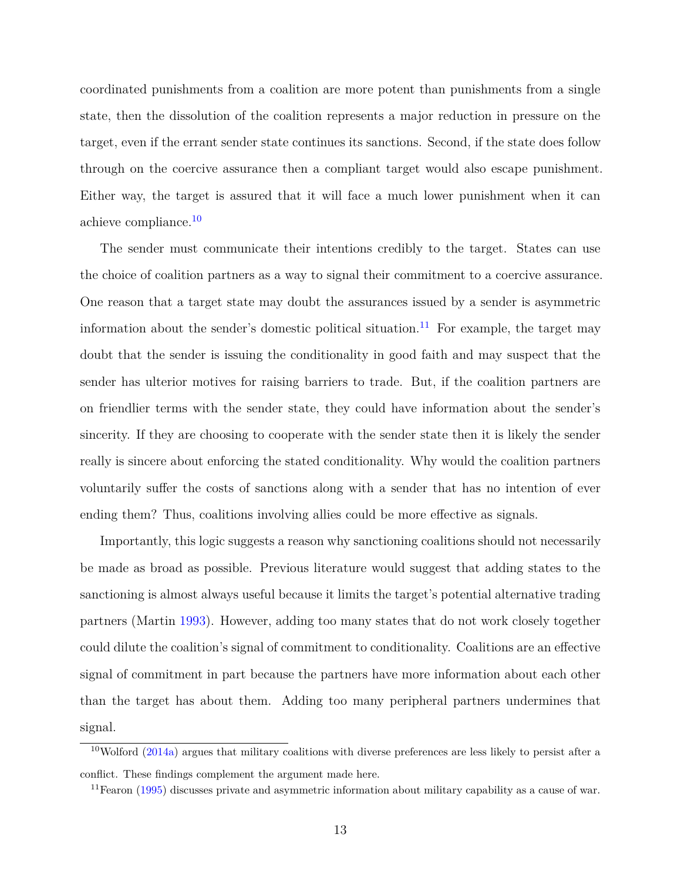coordinated punishments from a coalition are more potent than punishments from a single state, then the dissolution of the coalition represents a major reduction in pressure on the target, even if the errant sender state continues its sanctions. Second, if the state does follow through on the coercive assurance then a compliant target would also escape punishment. Either way, the target is assured that it will face a much lower punishment when it can achieve compliance.[10]

The sender must communicate their intentions credibly to the target. States can use the choice of coalition partners as a way to signal their commitment to a coercive assurance. One reason that a target state may doubt the assurances issued by a sender is asymmetric information about the sender's domestic political situation.[11] For example, the target may doubt that the sender is issuing the conditionality in good faith and may suspect that the sender has ulterior motives for raising barriers to trade. But, if the coalition partners are on friendlier terms with the sender state, they could have information about the sender's sincerity. If they are choosing to cooperate with the sender state then it is likely the sender really is sincere about enforcing the stated conditionality. Why would the coalition partners voluntarily suffer the costs of sanctions along with a sender that has no intention of ever ending them? Thus, coalitions involving allies could be more effective as signals.

Importantly, this logic suggests a reason why sanctioning coalitions should not necessarily be made as broad as possible. Previous literature would suggest that adding states to the sanctioning is almost always useful because it limits the target's potential alternative trading partners (Martin 1993). However, adding too many states that do not work closely together could dilute the coalition's signal of commitment to conditionality. Coalitions are an effective signal of commitment in part because the partners have more information about each other than the target has about them. Adding too many peripheral partners undermines that signal.

[10] Wolford (2014a) argues that military coalitions with diverse preferences are less likely to persist after a conflict. These findings complement the argument made here.

[11] Fearon (1995) discusses private and asymmetric information about military capability as a cause of war.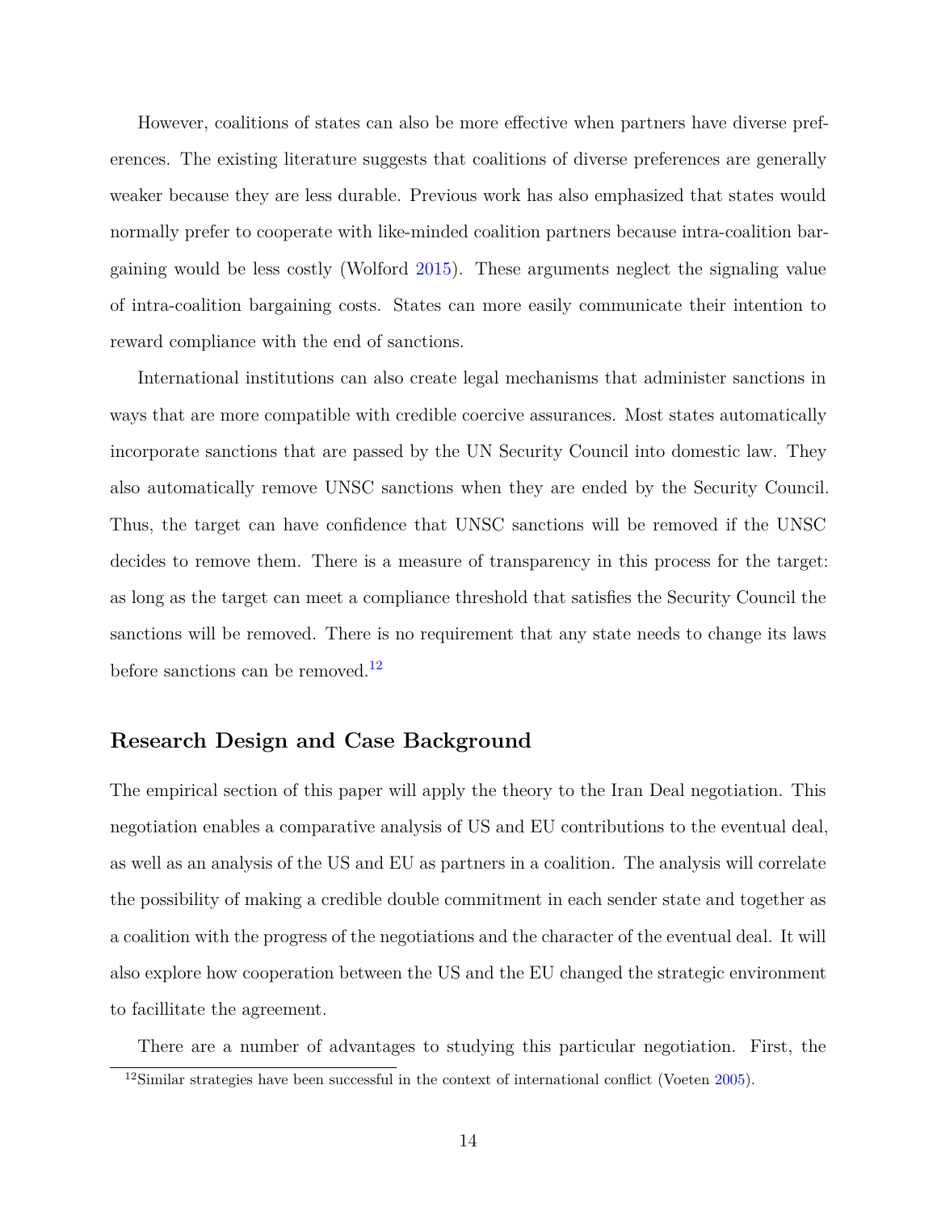However, coalitions of states can also be more effective when partners have diverse preferences. The existing literature suggests that coalitions of diverse preferences are generally weaker because they are less durable. Previous work has also emphasized that states would normally prefer to cooperate with like-minded coalition partners because intra-coalition bargaining would be less costly (Wolford 2015). These arguments neglect the signaling value of intra-coalition bargaining costs. States can more easily communicate their intention to reward compliance with the end of sanctions.

International institutions can also create legal mechanisms that administer sanctions in ways that are more compatible with credible coercive assurances. Most states automatically incorporate sanctions that are passed by the UN Security Council into domestic law. They also automatically remove UNSC sanctions when they are ended by the Security Council. Thus, the target can have confidence that UNSC sanctions will be removed if the UNSC decides to remove them. There is a measure of transparency in this process for the target: as long as the target can meet a compliance threshold that satisfies the Security Council the sanctions will be removed. There is no requirement that any state needs to change its laws before sanctions can be removed.[12]

## Research Design and Case Background

The empirical section of this paper will apply the theory to the Iran Deal negotiation. This negotiation enables a comparative analysis of US and EU contributions to the eventual deal, as well as an analysis of the US and EU as partners in a coalition. The analysis will correlate the possibility of making a credible double commitment in each sender state and together as a coalition with the progress of the negotiations and the character of the eventual deal. It will also explore how cooperation between the US and the EU changed the strategic environment to facillitate the agreement.

There are a number of advantages to studying this particular negotiation. First, the

[12] Similar strategies have been successful in the context of international conflict (Voeten 2005).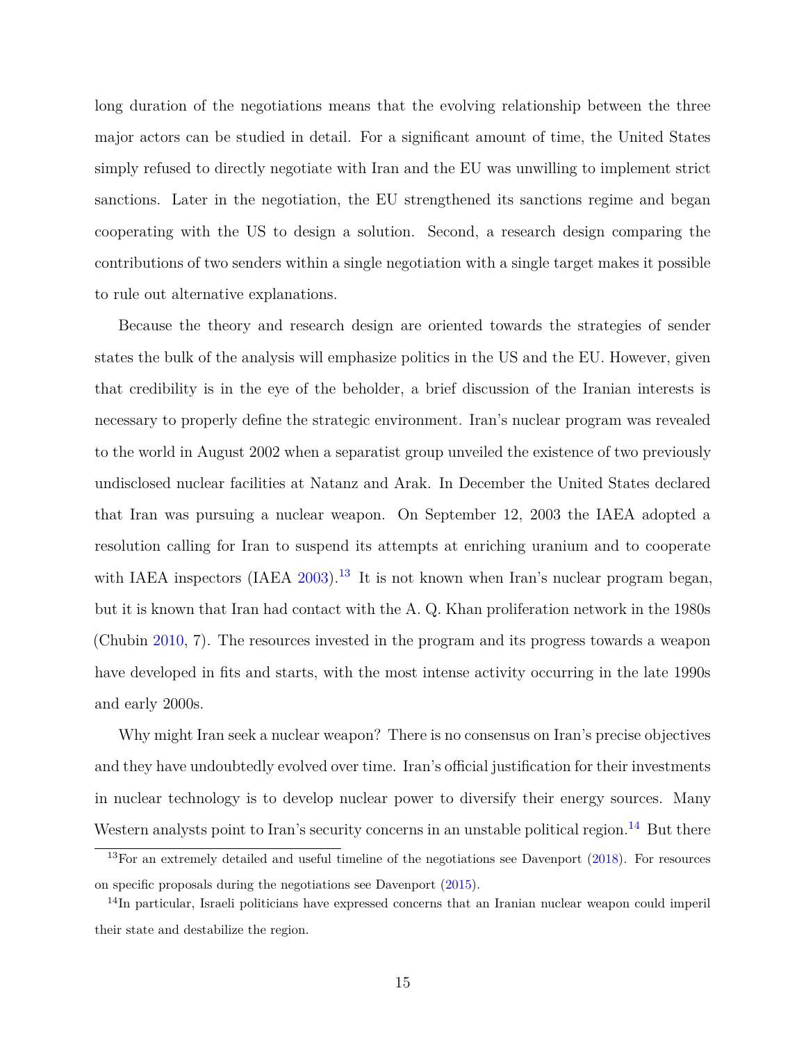long duration of the negotiations means that the evolving relationship between the three major actors can be studied in detail. For a significant amount of time, the United States simply refused to directly negotiate with Iran and the EU was unwilling to implement strict sanctions. Later in the negotiation, the EU strengthened its sanctions regime and began cooperating with the US to design a solution. Second, a research design comparing the contributions of two senders within a single negotiation with a single target makes it possible to rule out alternative explanations.

Because the theory and research design are oriented towards the strategies of sender states the bulk of the analysis will emphasize politics in the US and the EU. However, given that credibility is in the eye of the beholder, a brief discussion of the Iranian interests is necessary to properly define the strategic environment. Iran's nuclear program was revealed to the world in August 2002 when a separatist group unveiled the existence of two previously undisclosed nuclear facilities at Natanz and Arak. In December the United States declared that Iran was pursuing a nuclear weapon. On September 12, 2003 the IAEA adopted a resolution calling for Iran to suspend its attempts at enriching uranium and to cooperate with IAEA inspectors (IAEA 2003).[13] It is not known when Iran's nuclear program began, but it is known that Iran had contact with the A. Q. Khan proliferation network in the 1980s (Chubin 2010, 7). The resources invested in the program and its progress towards a weapon have developed in fits and starts, with the most intense activity occurring in the late 1990s and early 2000s.

Why might Iran seek a nuclear weapon? There is no consensus on Iran's precise objectives and they have undoubtedly evolved over time. Iran's official justification for their investments in nuclear technology is to develop nuclear power to diversify their energy sources. Many Western analysts point to Iran's security concerns in an unstable political region.[14] But there

[13] For an extremely detailed and useful timeline of the negotiations see Davenport (2018). For resources on specific proposals during the negotiations see Davenport (2015).

[14] In particular, Israeli politicians have expressed concerns that an Iranian nuclear weapon could imperil their state and destabilize the region.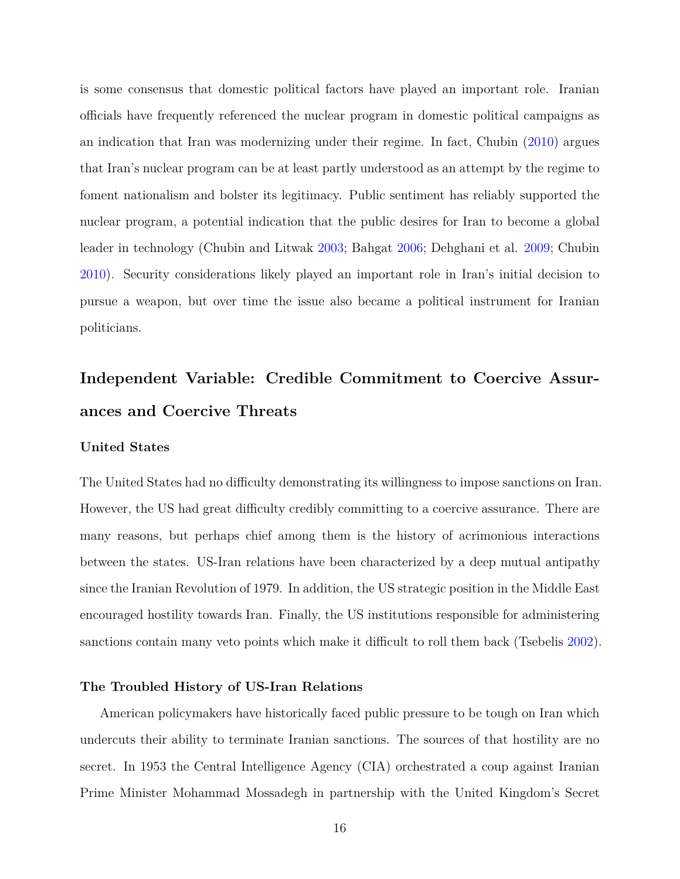is some consensus that domestic political factors have played an important role. Iranian officials have frequently referenced the nuclear program in domestic political campaigns as an indication that Iran was modernizing under their regime. In fact, Chubin (2010) argues that Iran's nuclear program can be at least partly understood as an attempt by the regime to foment nationalism and bolster its legitimacy. Public sentiment has reliably supported the nuclear program, a potential indication that the public desires for Iran to become a global leader in technology (Chubin and Litwak 2003; Bahgat 2006; Dehghani et al. 2009; Chubin 2010). Security considerations likely played an important role in Iran's initial decision to pursue a weapon, but over time the issue also became a political instrument for Iranian politicians.

## Independent Variable: Credible Commitment to Coercive Assurances and Coercive Threats

### United States

The United States had no difficulty demonstrating its willingness to impose sanctions on Iran. However, the US had great difficulty credibly committing to a coercive assurance. There are many reasons, but perhaps chief among them is the history of acrimonious interactions between the states. US-Iran relations have been characterized by a deep mutual antipathy since the Iranian Revolution of 1979. In addition, the US strategic position in the Middle East encouraged hostility towards Iran. Finally, the US institutions responsible for administering sanctions contain many veto points which make it difficult to roll them back (Tsebelis 2002).

#### The Troubled History of US-Iran Relations

American policymakers have historically faced public pressure to be tough on Iran which undercuts their ability to terminate Iranian sanctions. The sources of that hostility are no secret. In 1953 the Central Intelligence Agency (CIA) orchestrated a coup against Iranian Prime Minister Mohammad Mossadegh in partnership with the United Kingdom's Secret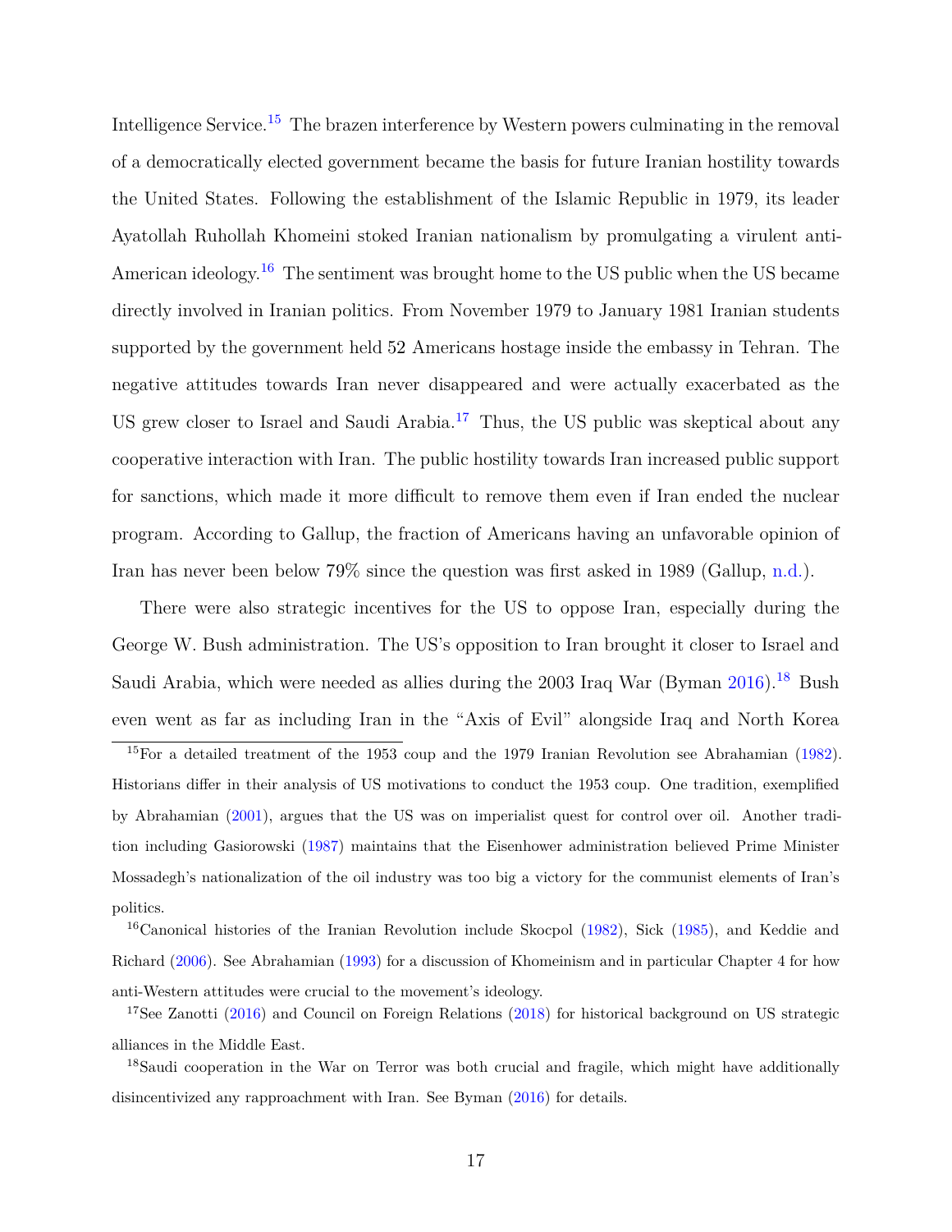Intelligence Service.[15] The brazen interference by Western powers culminating in the removal of a democratically elected government became the basis for future Iranian hostility towards the United States. Following the establishment of the Islamic Republic in 1979, its leader Ayatollah Ruhollah Khomeini stoked Iranian nationalism by promulgating a virulent anti-American ideology.[16] The sentiment was brought home to the US public when the US became directly involved in Iranian politics. From November 1979 to January 1981 Iranian students supported by the government held 52 Americans hostage inside the embassy in Tehran. The negative attitudes towards Iran never disappeared and were actually exacerbated as the US grew closer to Israel and Saudi Arabia.[17] Thus, the US public was skeptical about any cooperative interaction with Iran. The public hostility towards Iran increased public support for sanctions, which made it more difficult to remove them even if Iran ended the nuclear program. According to Gallup, the fraction of Americans having an unfavorable opinion of Iran has never been below 79% since the question was first asked in 1989 (Gallup, n.d.).

There were also strategic incentives for the US to oppose Iran, especially during the George W. Bush administration. The US's opposition to Iran brought it closer to Israel and Saudi Arabia, which were needed as allies during the 2003 Iraq War (Byman 2016).[18] Bush even went as far as including Iran in the "Axis of Evil" alongside Iraq and North Korea

[15] For a detailed treatment of the 1953 coup and the 1979 Iranian Revolution see Abrahamian (1982). Historians differ in their analysis of US motivations to conduct the 1953 coup. One tradition, exemplified by Abrahamian (2001), argues that the US was on imperialist quest for control over oil. Another tradition including Gasiorowski (1987) maintains that the Eisenhower administration believed Prime Minister Mossadegh's nationalization of the oil industry was too big a victory for the communist elements of Iran's politics.

[16] Canonical histories of the Iranian Revolution include Skocpol (1982), Sick (1985), and Keddie and Richard (2006). See Abrahamian (1993) for a discussion of Khomeinism and in particular Chapter 4 for how anti-Western attitudes were crucial to the movement's ideology.

[17] See Zanotti (2016) and Council on Foreign Relations (2018) for historical background on US strategic alliances in the Middle East.

[18] Saudi cooperation in the War on Terror was both crucial and fragile, which might have additionally disincentivized any rapproachment with Iran. See Byman (2016) for details.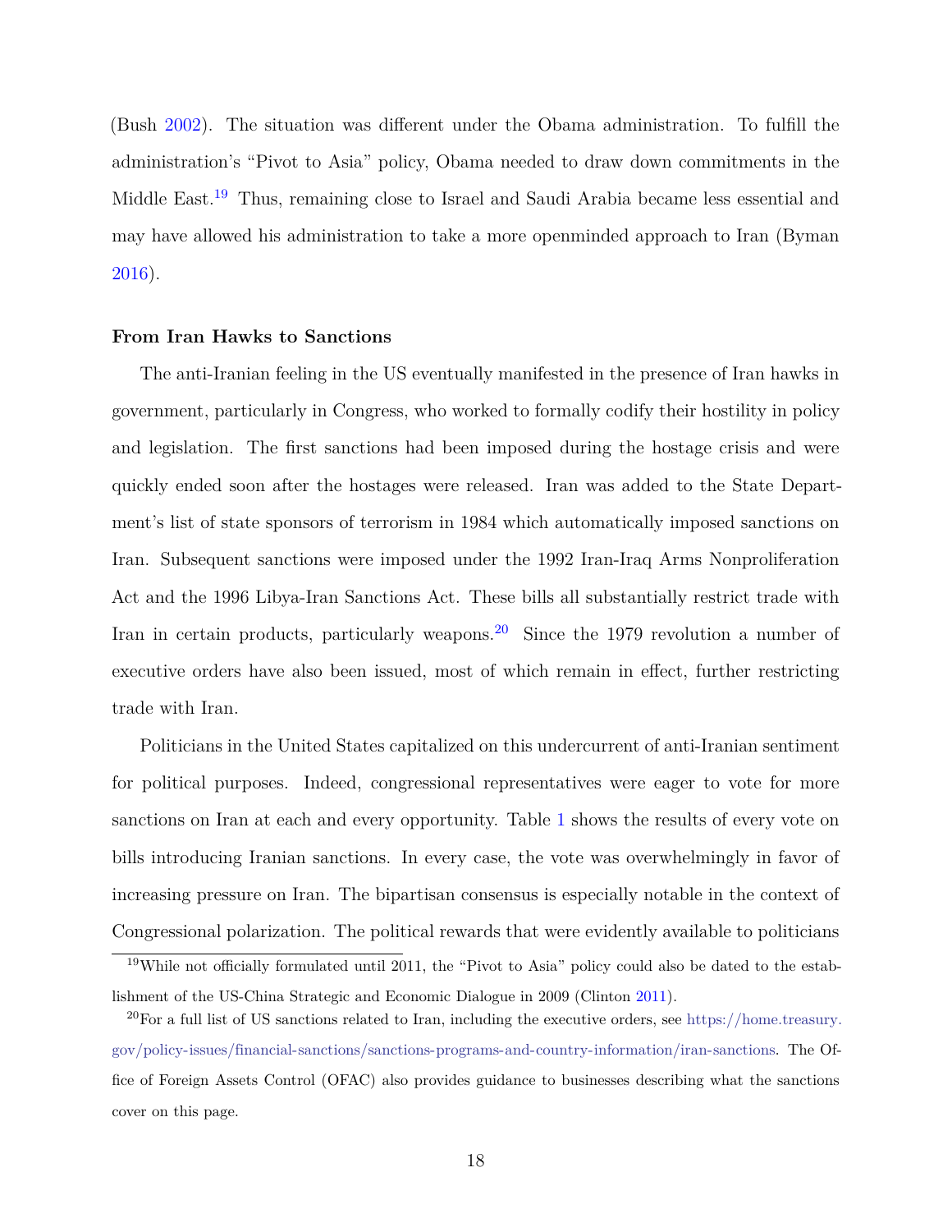(Bush 2002). The situation was different under the Obama administration. To fulfill the administration's "Pivot to Asia" policy, Obama needed to draw down commitments in the Middle East.[19] Thus, remaining close to Israel and Saudi Arabia became less essential and may have allowed his administration to take a more openminded approach to Iran (Byman 2016).

**From Iran Hawks to Sanctions**

The anti-Iranian feeling in the US eventually manifested in the presence of Iran hawks in government, particularly in Congress, who worked to formally codify their hostility in policy and legislation. The first sanctions had been imposed during the hostage crisis and were quickly ended soon after the hostages were released. Iran was added to the State Department's list of state sponsors of terrorism in 1984 which automatically imposed sanctions on Iran. Subsequent sanctions were imposed under the 1992 Iran-Iraq Arms Nonproliferation Act and the 1996 Libya-Iran Sanctions Act. These bills all substantially restrict trade with Iran in certain products, particularly weapons.[20] Since the 1979 revolution a number of executive orders have also been issued, most of which remain in effect, further restricting trade with Iran.

Politicians in the United States capitalized on this undercurrent of anti-Iranian sentiment for political purposes. Indeed, congressional representatives were eager to vote for more sanctions on Iran at each and every opportunity. Table 1 shows the results of every vote on bills introducing Iranian sanctions. In every case, the vote was overwhelmingly in favor of increasing pressure on Iran. The bipartisan consensus is especially notable in the context of Congressional polarization. The political rewards that were evidently available to politicians

[19] While not officially formulated until 2011, the "Pivot to Asia" policy could also be dated to the establishment of the US-China Strategic and Economic Dialogue in 2009 (Clinton 2011).

[20] For a full list of US sanctions related to Iran, including the executive orders, see https://home.treasury.gov/policy-issues/financial-sanctions/sanctions-programs-and-country-information/iran-sanctions. The Office of Foreign Assets Control (OFAC) also provides guidance to businesses describing what the sanctions cover on this page.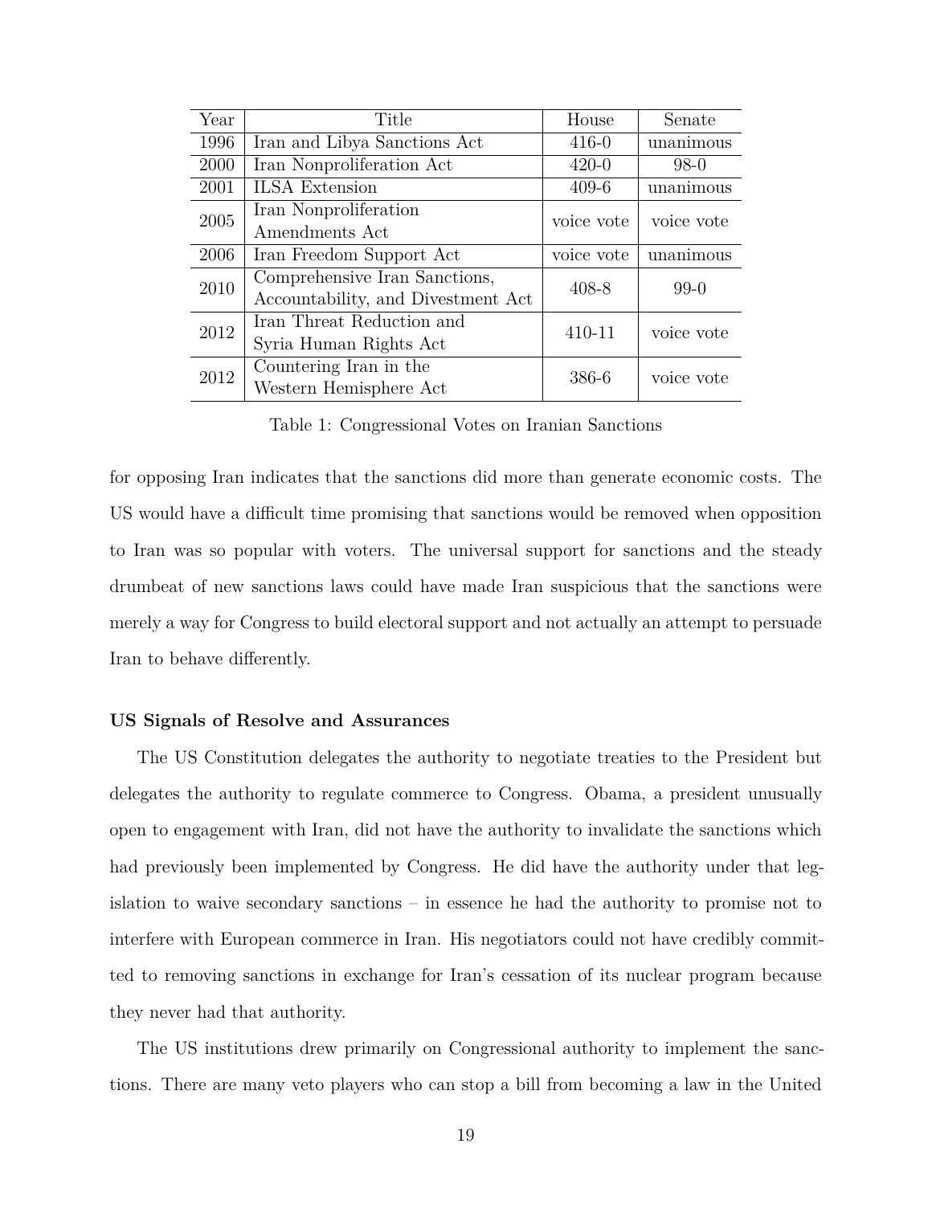| Year | Title | House | Senate |
|---|---|---|---|
| 1996 | Iran and Libya Sanctions Act | 416-0 | unanimous |
| 2000 | Iran Nonproliferation Act | 420-0 | 98-0 |
| 2001 | ILSA Extension | 409-6 | unanimous |
| 2005 | Iran Nonproliferation Amendments Act | voice vote | voice vote |
| 2006 | Iran Freedom Support Act | voice vote | unanimous |
| 2010 | Comprehensive Iran Sanctions, Accountability, and Divestment Act | 408-8 | 99-0 |
| 2012 | Iran Threat Reduction and Syria Human Rights Act | 410-11 | voice vote |
| 2012 | Countering Iran in the Western Hemisphere Act | 386-6 | voice vote |

Table 1: Congressional Votes on Iranian Sanctions

for opposing Iran indicates that the sanctions did more than generate economic costs. The US would have a difficult time promising that sanctions would be removed when opposition to Iran was so popular with voters. The universal support for sanctions and the steady drumbeat of new sanctions laws could have made Iran suspicious that the sanctions were merely a way for Congress to build electoral support and not actually an attempt to persuade Iran to behave differently.

**US Signals of Resolve and Assurances**

The US Constitution delegates the authority to negotiate treaties to the President but delegates the authority to regulate commerce to Congress. Obama, a president unusually open to engagement with Iran, did not have the authority to invalidate the sanctions which had previously been implemented by Congress. He did have the authority under that legislation to waive secondary sanctions – in essence he had the authority to promise not to interfere with European commerce in Iran. His negotiators could not have credibly committed to removing sanctions in exchange for Iran's cessation of its nuclear program because they never had that authority.

The US institutions drew primarily on Congressional authority to implement the sanctions. There are many veto players who can stop a bill from becoming a law in the United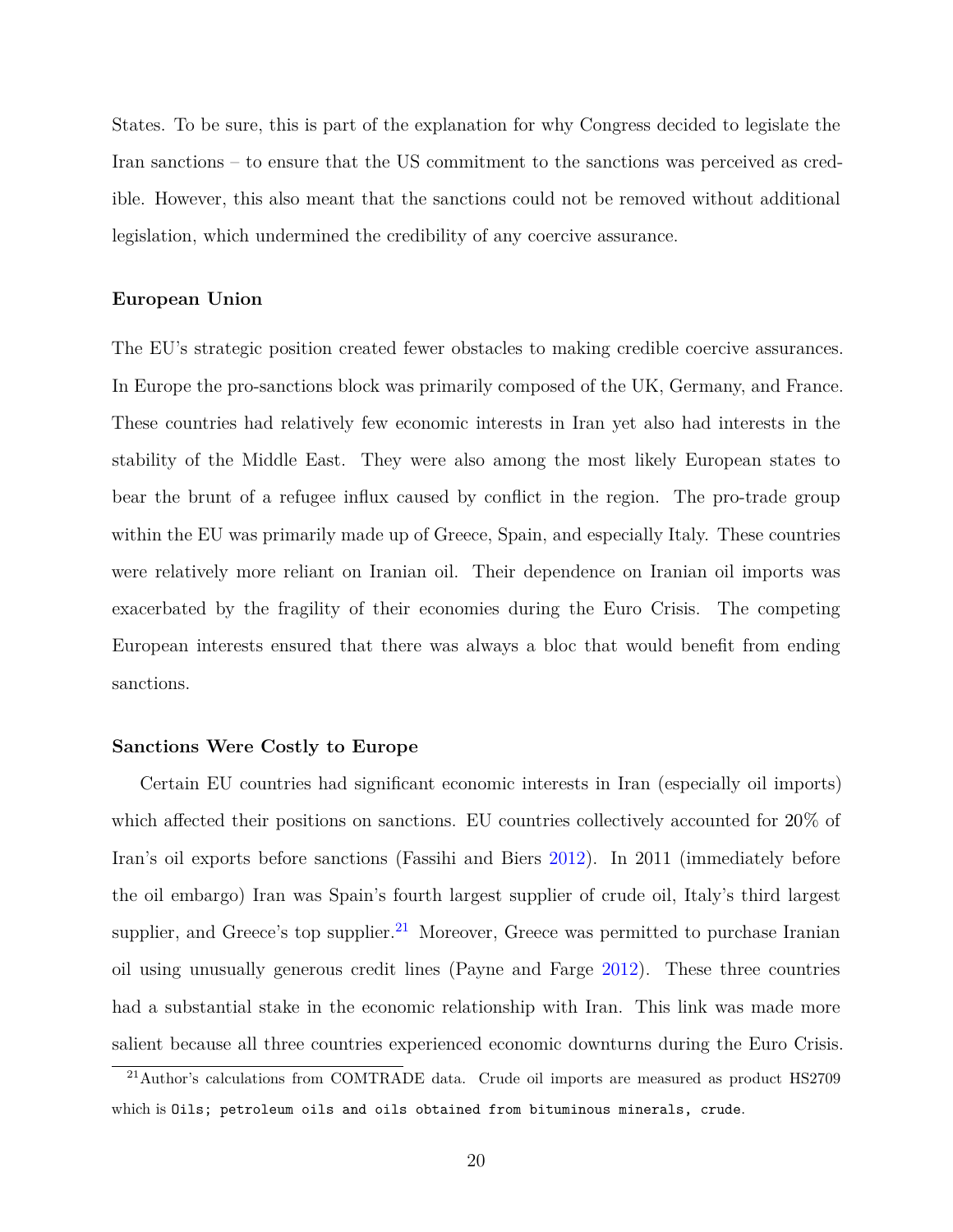States. To be sure, this is part of the explanation for why Congress decided to legislate the Iran sanctions – to ensure that the US commitment to the sanctions was perceived as credible. However, this also meant that the sanctions could not be removed without additional legislation, which undermined the credibility of any coercive assurance.

#### European Union

The EU's strategic position created fewer obstacles to making credible coercive assurances. In Europe the pro-sanctions block was primarily composed of the UK, Germany, and France. These countries had relatively few economic interests in Iran yet also had interests in the stability of the Middle East. They were also among the most likely European states to bear the brunt of a refugee influx caused by conflict in the region. The pro-trade group within the EU was primarily made up of Greece, Spain, and especially Italy. These countries were relatively more reliant on Iranian oil. Their dependence on Iranian oil imports was exacerbated by the fragility of their economies during the Euro Crisis. The competing European interests ensured that there was always a bloc that would benefit from ending sanctions.

#### Sanctions Were Costly to Europe

Certain EU countries had significant economic interests in Iran (especially oil imports) which affected their positions on sanctions. EU countries collectively accounted for 20% of Iran's oil exports before sanctions (Fassihi and Biers 2012). In 2011 (immediately before the oil embargo) Iran was Spain's fourth largest supplier of crude oil, Italy's third largest supplier, and Greece's top supplier.[21] Moreover, Greece was permitted to purchase Iranian oil using unusually generous credit lines (Payne and Farge 2012). These three countries had a substantial stake in the economic relationship with Iran. This link was made more salient because all three countries experienced economic downturns during the Euro Crisis.

[21] Author's calculations from COMTRADE data. Crude oil imports are measured as product HS2709 which is `Oils; petroleum oils and oils obtained from bituminous minerals, crude`.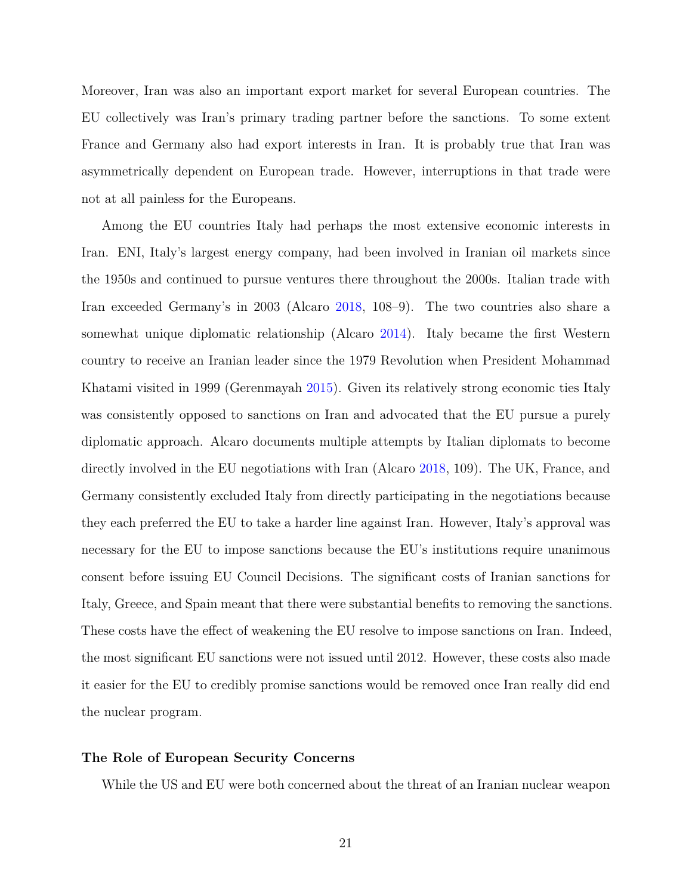Moreover, Iran was also an important export market for several European countries. The EU collectively was Iran's primary trading partner before the sanctions. To some extent France and Germany also had export interests in Iran. It is probably true that Iran was asymmetrically dependent on European trade. However, interruptions in that trade were not at all painless for the Europeans.

Among the EU countries Italy had perhaps the most extensive economic interests in Iran. ENI, Italy's largest energy company, had been involved in Iranian oil markets since the 1950s and continued to pursue ventures there throughout the 2000s. Italian trade with Iran exceeded Germany's in 2003 (Alcaro 2018, 108–9). The two countries also share a somewhat unique diplomatic relationship (Alcaro 2014). Italy became the first Western country to receive an Iranian leader since the 1979 Revolution when President Mohammad Khatami visited in 1999 (Gerenmayah 2015). Given its relatively strong economic ties Italy was consistently opposed to sanctions on Iran and advocated that the EU pursue a purely diplomatic approach. Alcaro documents multiple attempts by Italian diplomats to become directly involved in the EU negotiations with Iran (Alcaro 2018, 109). The UK, France, and Germany consistently excluded Italy from directly participating in the negotiations because they each preferred the EU to take a harder line against Iran. However, Italy's approval was necessary for the EU to impose sanctions because the EU's institutions require unanimous consent before issuing EU Council Decisions. The significant costs of Iranian sanctions for Italy, Greece, and Spain meant that there were substantial benefits to removing the sanctions. These costs have the effect of weakening the EU resolve to impose sanctions on Iran. Indeed, the most significant EU sanctions were not issued until 2012. However, these costs also made it easier for the EU to credibly promise sanctions would be removed once Iran really did end the nuclear program.

### The Role of European Security Concerns

While the US and EU were both concerned about the threat of an Iranian nuclear weapon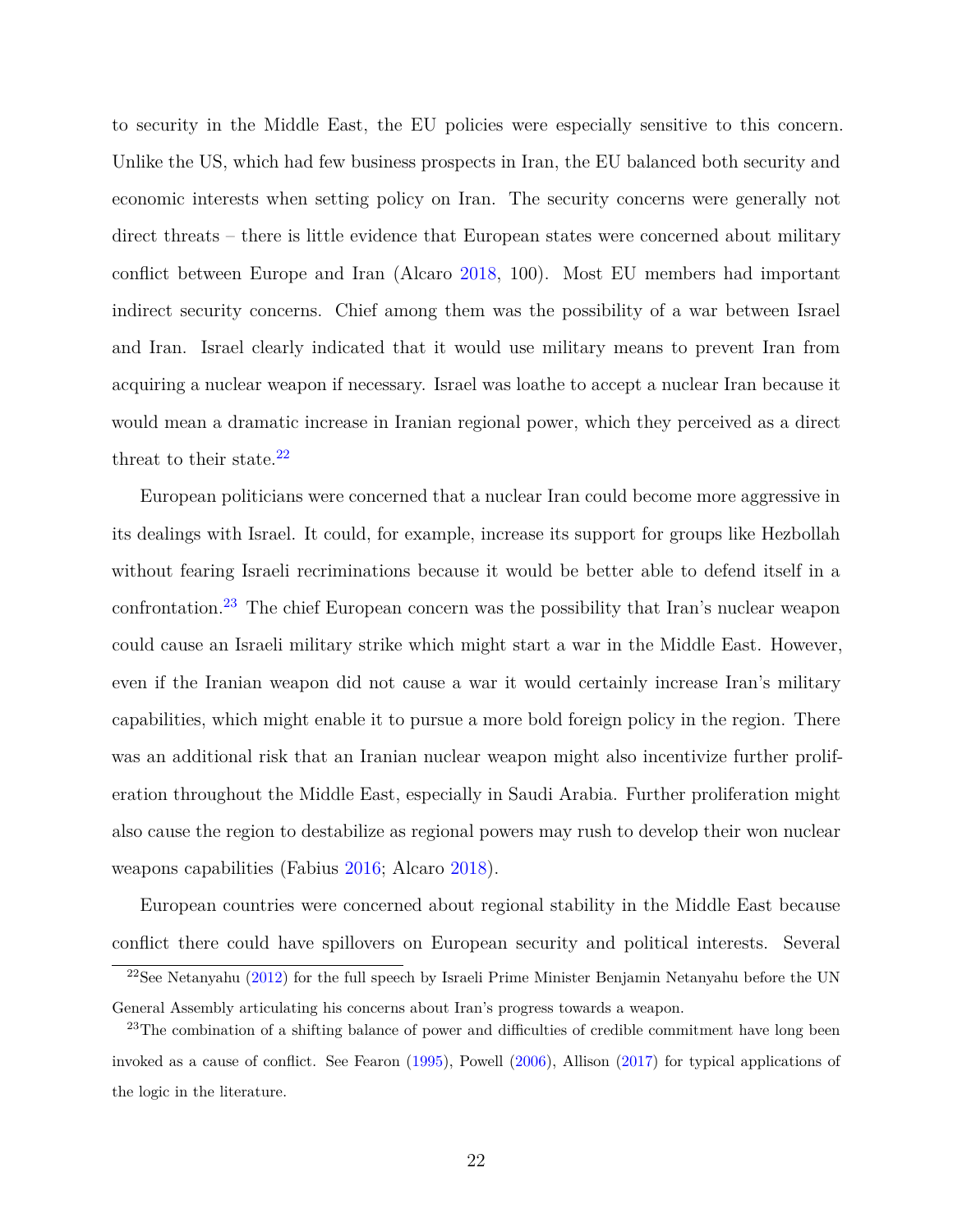to security in the Middle East, the EU policies were especially sensitive to this concern. Unlike the US, which had few business prospects in Iran, the EU balanced both security and economic interests when setting policy on Iran. The security concerns were generally not direct threats – there is little evidence that European states were concerned about military conflict between Europe and Iran (Alcaro 2018, 100). Most EU members had important indirect security concerns. Chief among them was the possibility of a war between Israel and Iran. Israel clearly indicated that it would use military means to prevent Iran from acquiring a nuclear weapon if necessary. Israel was loathe to accept a nuclear Iran because it would mean a dramatic increase in Iranian regional power, which they perceived as a direct threat to their state.[22]

European politicians were concerned that a nuclear Iran could become more aggressive in its dealings with Israel. It could, for example, increase its support for groups like Hezbollah without fearing Israeli recriminations because it would be better able to defend itself in a confrontation.[23] The chief European concern was the possibility that Iran's nuclear weapon could cause an Israeli military strike which might start a war in the Middle East. However, even if the Iranian weapon did not cause a war it would certainly increase Iran's military capabilities, which might enable it to pursue a more bold foreign policy in the region. There was an additional risk that an Iranian nuclear weapon might also incentivize further proliferation throughout the Middle East, especially in Saudi Arabia. Further proliferation might also cause the region to destabilize as regional powers may rush to develop their won nuclear weapons capabilities (Fabius 2016; Alcaro 2018).

European countries were concerned about regional stability in the Middle East because conflict there could have spillovers on European security and political interests. Several

[22] See Netanyahu (2012) for the full speech by Israeli Prime Minister Benjamin Netanyahu before the UN General Assembly articulating his concerns about Iran's progress towards a weapon.

[23] The combination of a shifting balance of power and difficulties of credible commitment have long been invoked as a cause of conflict. See Fearon (1995), Powell (2006), Allison (2017) for typical applications of the logic in the literature.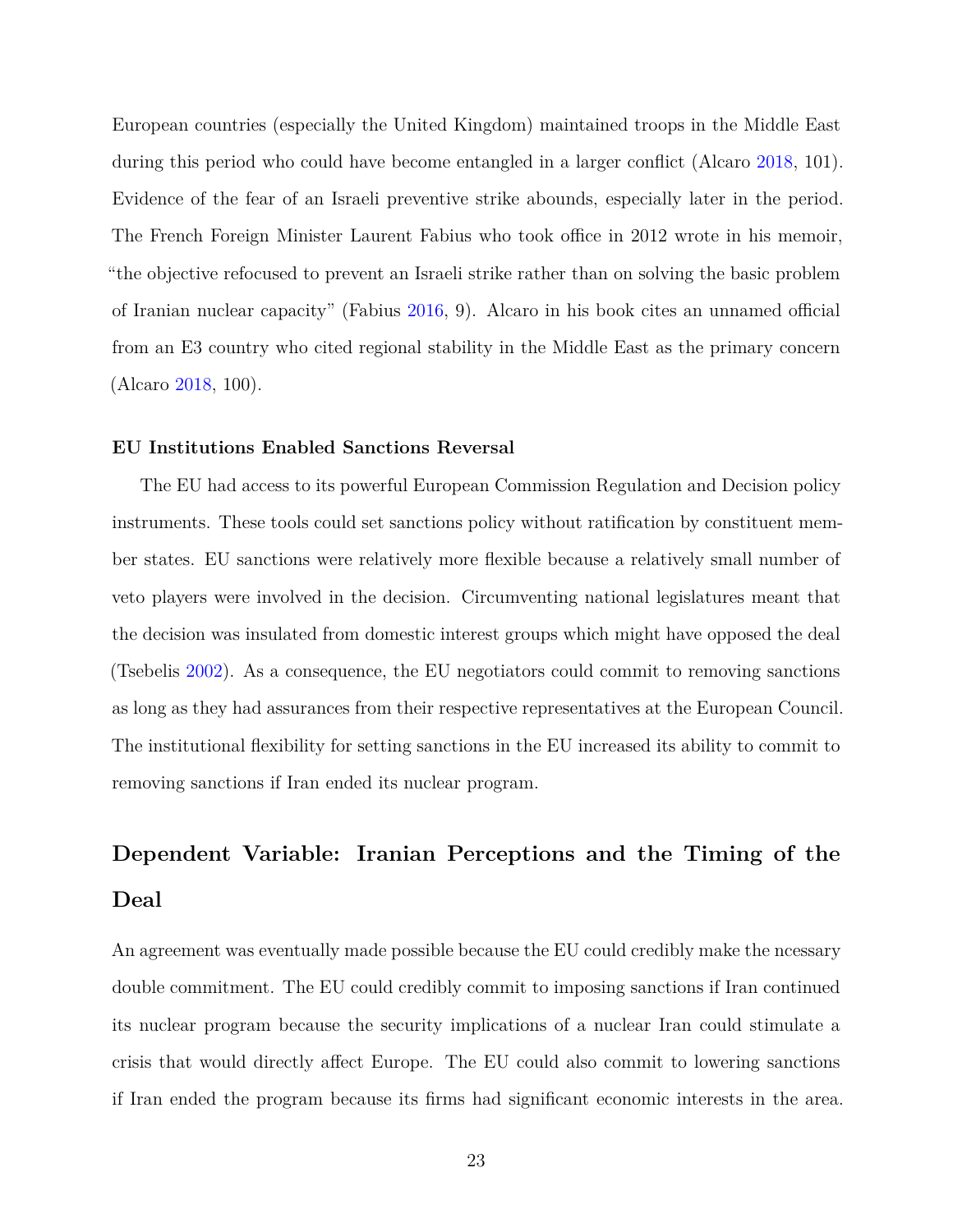European countries (especially the United Kingdom) maintained troops in the Middle East during this period who could have become entangled in a larger conflict (Alcaro 2018, 101). Evidence of the fear of an Israeli preventive strike abounds, especially later in the period. The French Foreign Minister Laurent Fabius who took office in 2012 wrote in his memoir, "the objective refocused to prevent an Israeli strike rather than on solving the basic problem of Iranian nuclear capacity" (Fabius 2016, 9). Alcaro in his book cites an unnamed official from an E3 country who cited regional stability in the Middle East as the primary concern (Alcaro 2018, 100).

#### EU Institutions Enabled Sanctions Reversal

The EU had access to its powerful European Commission Regulation and Decision policy instruments. These tools could set sanctions policy without ratification by constituent member states. EU sanctions were relatively more flexible because a relatively small number of veto players were involved in the decision. Circumventing national legislatures meant that the decision was insulated from domestic interest groups which might have opposed the deal (Tsebelis 2002). As a consequence, the EU negotiators could commit to removing sanctions as long as they had assurances from their respective representatives at the European Council. The institutional flexibility for setting sanctions in the EU increased its ability to commit to removing sanctions if Iran ended its nuclear program.

## Dependent Variable: Iranian Perceptions and the Timing of the Deal

An agreement was eventually made possible because the EU could credibly make the ncessary double commitment. The EU could credibly commit to imposing sanctions if Iran continued its nuclear program because the security implications of a nuclear Iran could stimulate a crisis that would directly affect Europe. The EU could also commit to lowering sanctions if Iran ended the program because its firms had significant economic interests in the area.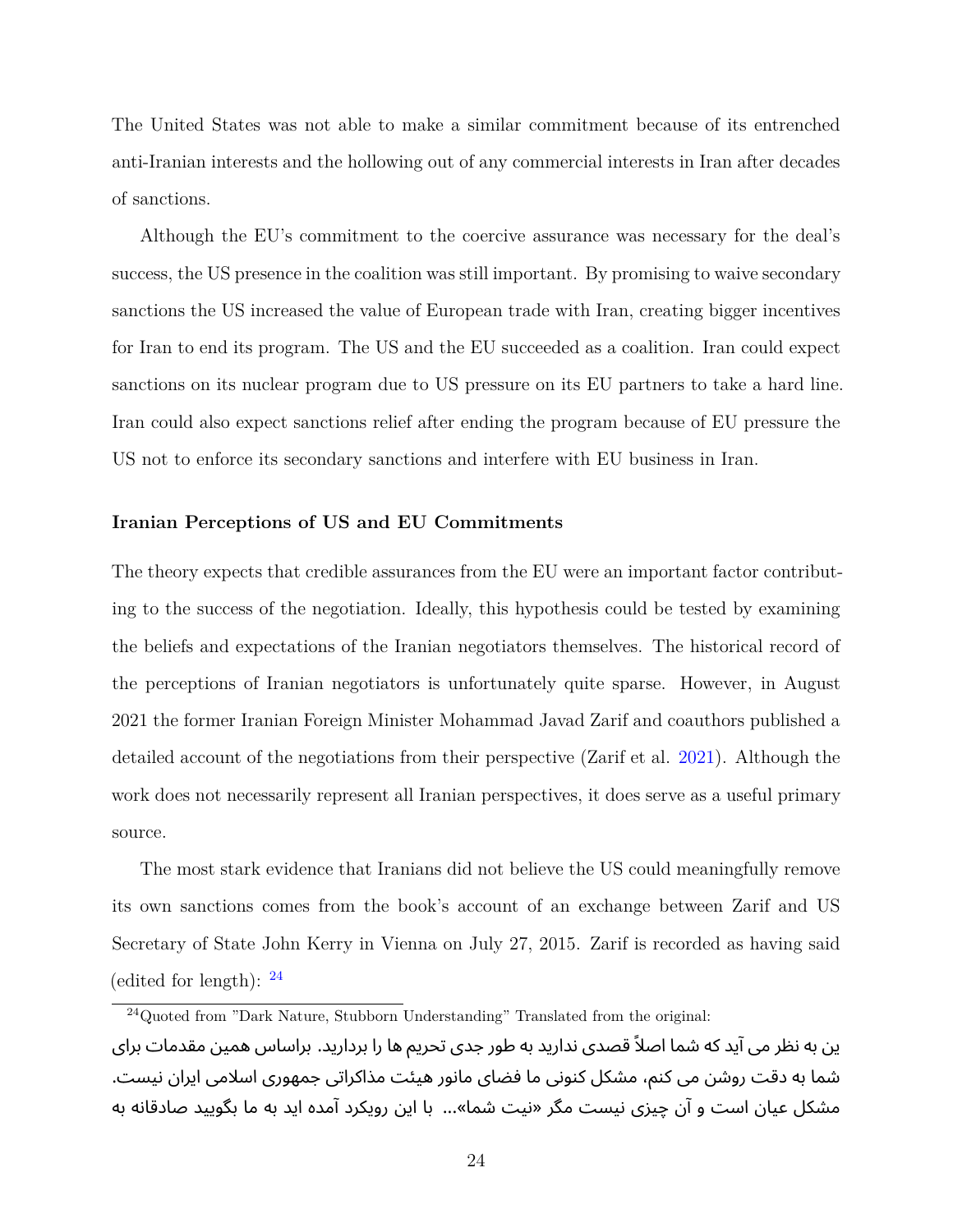The United States was not able to make a similar commitment because of its entrenched anti-Iranian interests and the hollowing out of any commercial interests in Iran after decades of sanctions.

Although the EU's commitment to the coercive assurance was necessary for the deal's success, the US presence in the coalition was still important. By promising to waive secondary sanctions the US increased the value of European trade with Iran, creating bigger incentives for Iran to end its program. The US and the EU succeeded as a coalition. Iran could expect sanctions on its nuclear program due to US pressure on its EU partners to take a hard line. Iran could also expect sanctions relief after ending the program because of EU pressure the US not to enforce its secondary sanctions and interfere with EU business in Iran.

### Iranian Perceptions of US and EU Commitments

The theory expects that credible assurances from the EU were an important factor contributing to the success of the negotiation. Ideally, this hypothesis could be tested by examining the beliefs and expectations of the Iranian negotiators themselves. The historical record of the perceptions of Iranian negotiators is unfortunately quite sparse. However, in August 2021 the former Iranian Foreign Minister Mohammad Javad Zarif and coauthors published a detailed account of the negotiations from their perspective (Zarif et al. 2021). Although the work does not necessarily represent all Iranian perspectives, it does serve as a useful primary source.

The most stark evidence that Iranians did not believe the US could meaningfully remove its own sanctions comes from the book's account of an exchange between Zarif and US Secretary of State John Kerry in Vienna on July 27, 2015. Zarif is recorded as having said (edited for length): [24]

[24] Quoted from "Dark Nature, Stubborn Understanding" Translated from the original:

ین به نظر می آید که شما اصلاً قصدی ندارید به طور جدی تحریم ها را بردارید. براساس همین مقدمات برای شما به دقت روشن می کنم، مشکل کنونی ما فضای مانور هیئت مذاکراتی جمهوری اسلامی ایران نیست. مشکل عیان است و آن چیزی نیست مگر «نیت شما»... با این رویکرد آمده اید به ما بگویید صادقانه به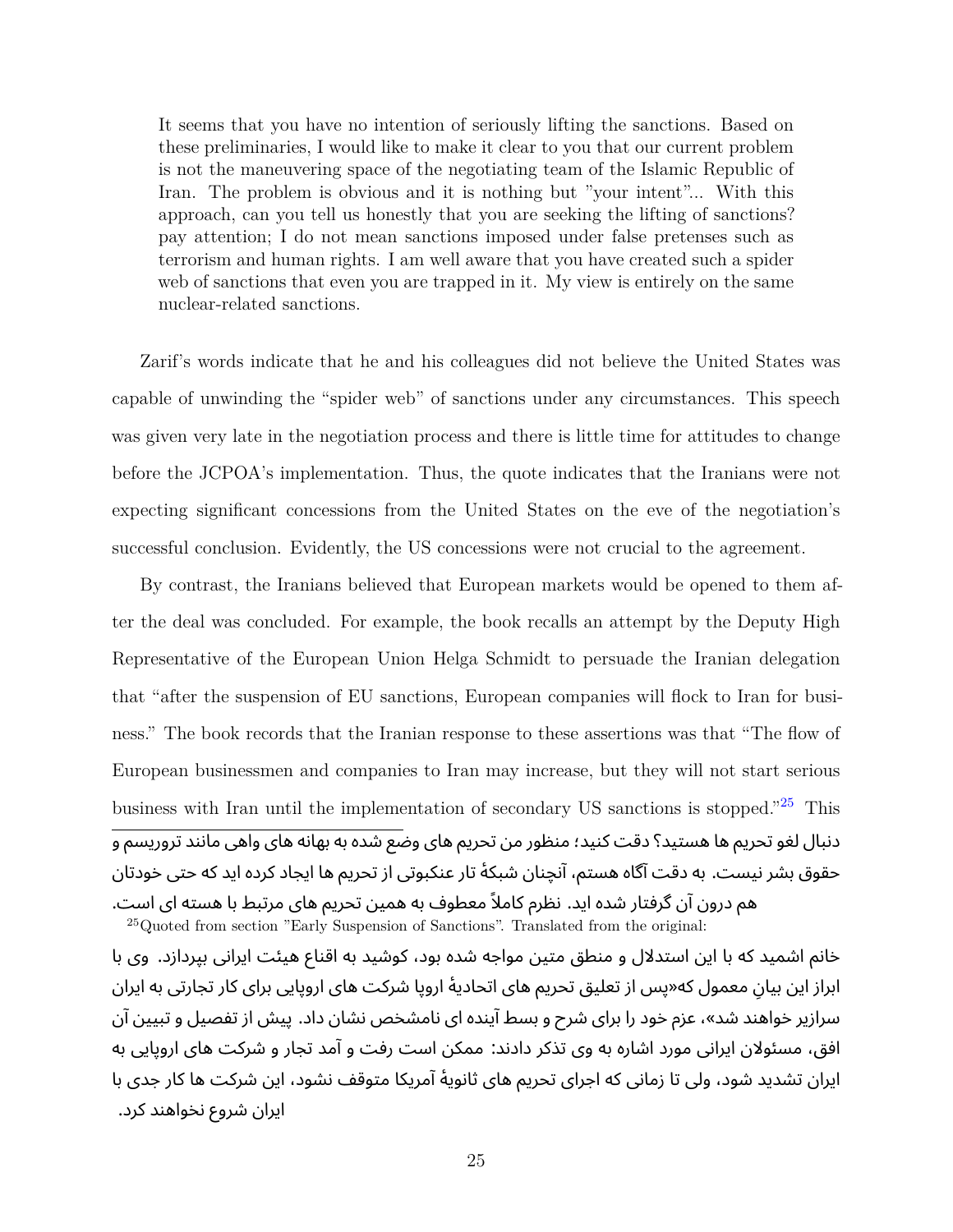> It seems that you have no intention of seriously lifting the sanctions. Based on these preliminaries, I would like to make it clear to you that our current problem is not the maneuvering space of the negotiating team of the Islamic Republic of Iran. The problem is obvious and it is nothing but "your intent"... With this approach, can you tell us honestly that you are seeking the lifting of sanctions? pay attention; I do not mean sanctions imposed under false pretenses such as terrorism and human rights. I am well aware that you have created such a spider web of sanctions that even you are trapped in it. My view is entirely on the same nuclear-related sanctions.

Zarif's words indicate that he and his colleagues did not believe the United States was capable of unwinding the "spider web" of sanctions under any circumstances. This speech was given very late in the negotiation process and there is little time for attitudes to change before the JCPOA's implementation. Thus, the quote indicates that the Iranians were not expecting significant concessions from the United States on the eve of the negotiation's successful conclusion. Evidently, the US concessions were not crucial to the agreement.

By contrast, the Iranians believed that European markets would be opened to them after the deal was concluded. For example, the book recalls an attempt by the Deputy High Representative of the European Union Helga Schmidt to persuade the Iranian delegation that "after the suspension of EU sanctions, European companies will flock to Iran for business." The book records that the Iranian response to these assertions was that "The flow of European businessmen and companies to Iran may increase, but they will not start serious business with Iran until the implementation of secondary US sanctions is stopped."[25] This

---

دنبال لغو تحریم ها هستید؟ دقت کنید؛ منظور من تحریم های وضع شده به بهانه های واهی مانند تروریسم و حقوق بشر نیست. به دقت آگاه هستم، آنچنان شبکهٔ تار عنکبوتی از تحریم ها ایجاد کرده اید که حتی خودتان هم درون آن گرفتار شده اید. نظرم کاملاً معطوف به همین تحریم های مرتبط با هسته ای است.

[25] Quoted from section "Early Suspension of Sanctions". Translated from the original:

خانم اشمید که با این استدلال و منطق متین مواجه شده بود، کوشید به اقناع هیئت ایرانی بپردازد. وی با ابراز این بیانِ معمول که«پس از تعلیق تحریم های اتحادیهٔ اروپا شرکت های اروپایی برای کار تجارتی به ایران سرازیر خواهند شد»، عزم خود را برای شرح و بسط آینده ای نامشخص نشان داد. پیش از تفصیل و تبیین آن افق، مسئولان ایرانی مورد اشاره به وی تذکر دادند: ممکن است رفت و آمد تجار و شرکت های اروپایی به ایران تشدید شود، ولی تا زمانی که اجرای تحریم های ثانویهٔ آمریکا متوقف نشود، این شرکت ها کار جدی با ایران شروع نخواهند کرد.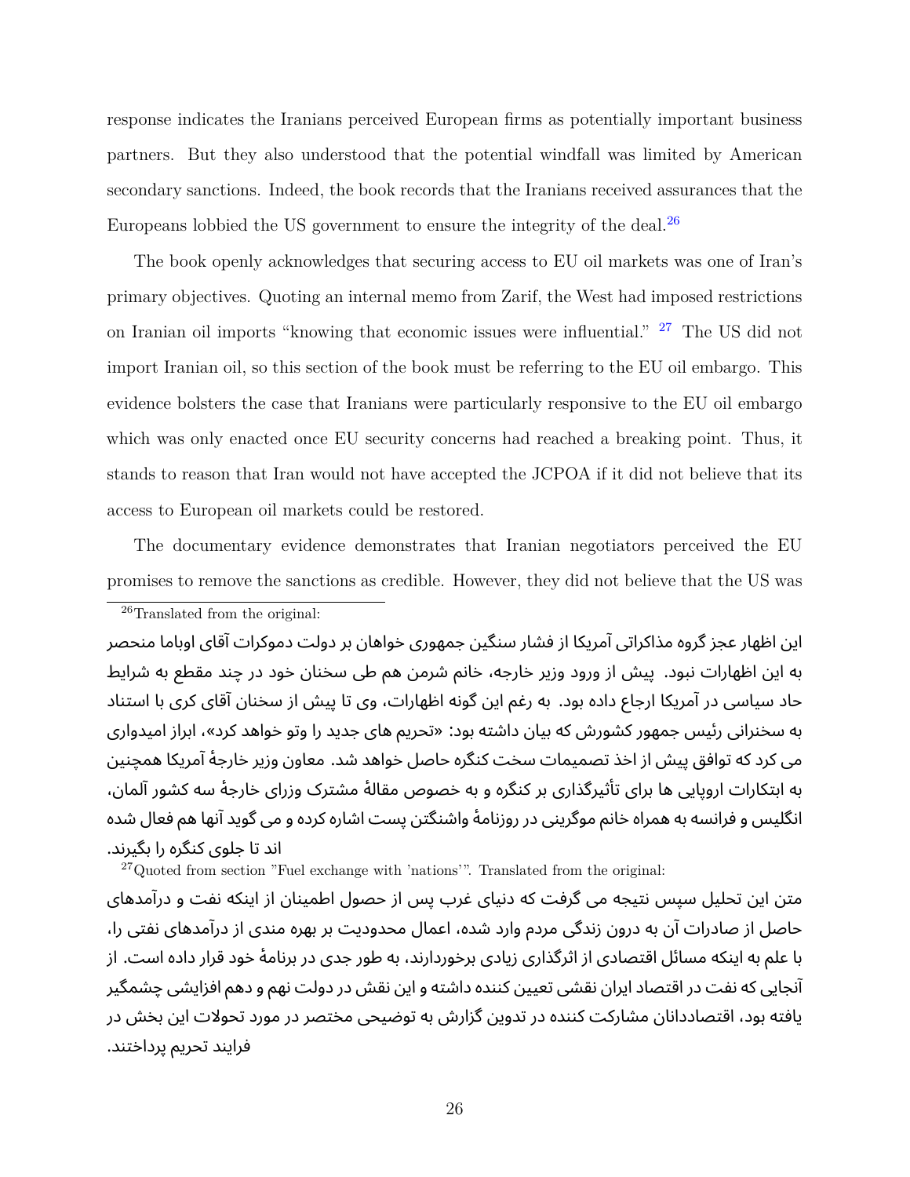response indicates the Iranians perceived European firms as potentially important business partners. But they also understood that the potential windfall was limited by American secondary sanctions. Indeed, the book records that the Iranians received assurances that the Europeans lobbied the US government to ensure the integrity of the deal.[26]

The book openly acknowledges that securing access to EU oil markets was one of Iran's primary objectives. Quoting an internal memo from Zarif, the West had imposed restrictions on Iranian oil imports "knowing that economic issues were influential." [27] The US did not import Iranian oil, so this section of the book must be referring to the EU oil embargo. This evidence bolsters the case that Iranians were particularly responsive to the EU oil embargo which was only enacted once EU security concerns had reached a breaking point. Thus, it stands to reason that Iran would not have accepted the JCPOA if it did not believe that its access to European oil markets could be restored.

The documentary evidence demonstrates that Iranian negotiators perceived the EU promises to remove the sanctions as credible. However, they did not believe that the US was

---

[26] Translated from the original:

این اظهار عجز گروه مذاکراتی آمریکا از فشار سنگین جمهوری خواهان بر دولت دموکرات آقای اوباما منحصر به این اظهارات نبود. پیش از ورود وزیر خارجه، خانم شرمن هم طی سخنان خود در چند مقطع به شرایط حاد سیاسی در آمریکا ارجاع داده بود. به رغم این گونه اظهارات، وی تا پیش از سخنان آقای کری با استناد به سخنرانی رئیس جمهور کشورش که بیان داشته بود: «تحریم های جدید را وتو خواهد کرد»، ابراز امیدواری می کرد که توافق پیش از اخذ تصمیمات سخت کنگره حاصل خواهد شد. معاون وزیر خارجهٔ آمریکا همچنین به ابتکارات اروپایی ها برای تأثیرگذاری بر کنگره و به خصوص مقالهٔ مشترک وزرای خارجهٔ سه کشور آلمان، انگلیس و فرانسه به همراه خانم موگرینی در روزنامهٔ واشنگتن پست اشاره کرده و می گوید آنها هم فعال شده اند تا جلوی کنگره را بگیرند.

[27] Quoted from section "Fuel exchange with 'nations'". Translated from the original:

متن این تحلیل سپس نتیجه می گرفت که دنیای غرب پس از حصول اطمینان از اینکه نفت و درآمدهای حاصل از صادرات آن به درون زندگی مردم وارد شده، اعمال محدودیت بر بهره مندی از درآمدهای نفتی را، با علم به اینکه مسائل اقتصادی از اثرگذاری زیادی برخوردارند، به طور جدی در برنامهٔ خود قرار داده است. از آنجایی که نفت در اقتصاد ایران نقشی تعیین کننده داشته و این نقش در دولت نهم و دهم افزایشی چشمگیر یافته بود، اقتصاددانان مشارکت کننده در تدوین گزارش به توضیحی مختصر در مورد تحولات این بخش در فرایند تحریم پرداختند.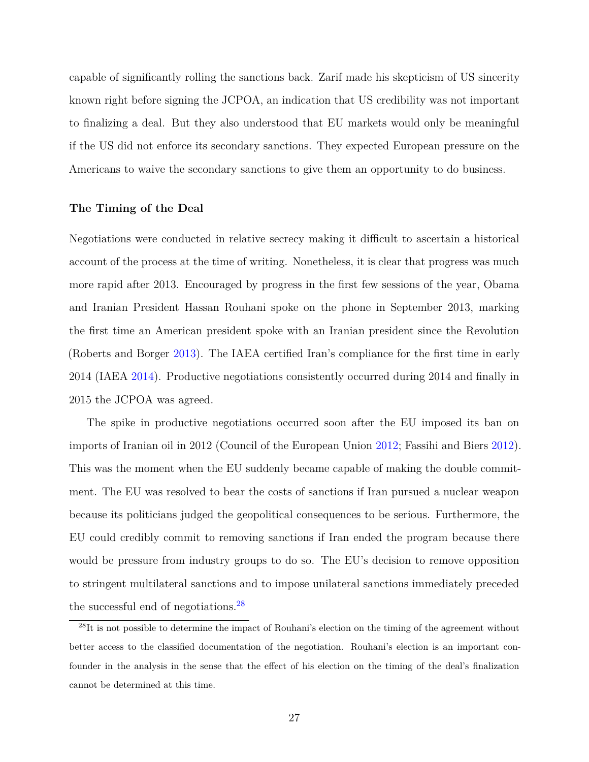capable of significantly rolling the sanctions back. Zarif made his skepticism of US sincerity known right before signing the JCPOA, an indication that US credibility was not important to finalizing a deal. But they also understood that EU markets would only be meaningful if the US did not enforce its secondary sanctions. They expected European pressure on the Americans to waive the secondary sanctions to give them an opportunity to do business.

### The Timing of the Deal

Negotiations were conducted in relative secrecy making it difficult to ascertain a historical account of the process at the time of writing. Nonetheless, it is clear that progress was much more rapid after 2013. Encouraged by progress in the first few sessions of the year, Obama and Iranian President Hassan Rouhani spoke on the phone in September 2013, marking the first time an American president spoke with an Iranian president since the Revolution (Roberts and Borger 2013). The IAEA certified Iran's compliance for the first time in early 2014 (IAEA 2014). Productive negotiations consistently occurred during 2014 and finally in 2015 the JCPOA was agreed.

The spike in productive negotiations occurred soon after the EU imposed its ban on imports of Iranian oil in 2012 (Council of the European Union 2012; Fassihi and Biers 2012). This was the moment when the EU suddenly became capable of making the double commitment. The EU was resolved to bear the costs of sanctions if Iran pursued a nuclear weapon because its politicians judged the geopolitical consequences to be serious. Furthermore, the EU could credibly commit to removing sanctions if Iran ended the program because there would be pressure from industry groups to do so. The EU's decision to remove opposition to stringent multilateral sanctions and to impose unilateral sanctions immediately preceded the successful end of negotiations.[28]

[28] It is not possible to determine the impact of Rouhani's election on the timing of the agreement without better access to the classified documentation of the negotiation. Rouhani's election is an important confounder in the analysis in the sense that the effect of his election on the timing of the deal's finalization cannot be determined at this time.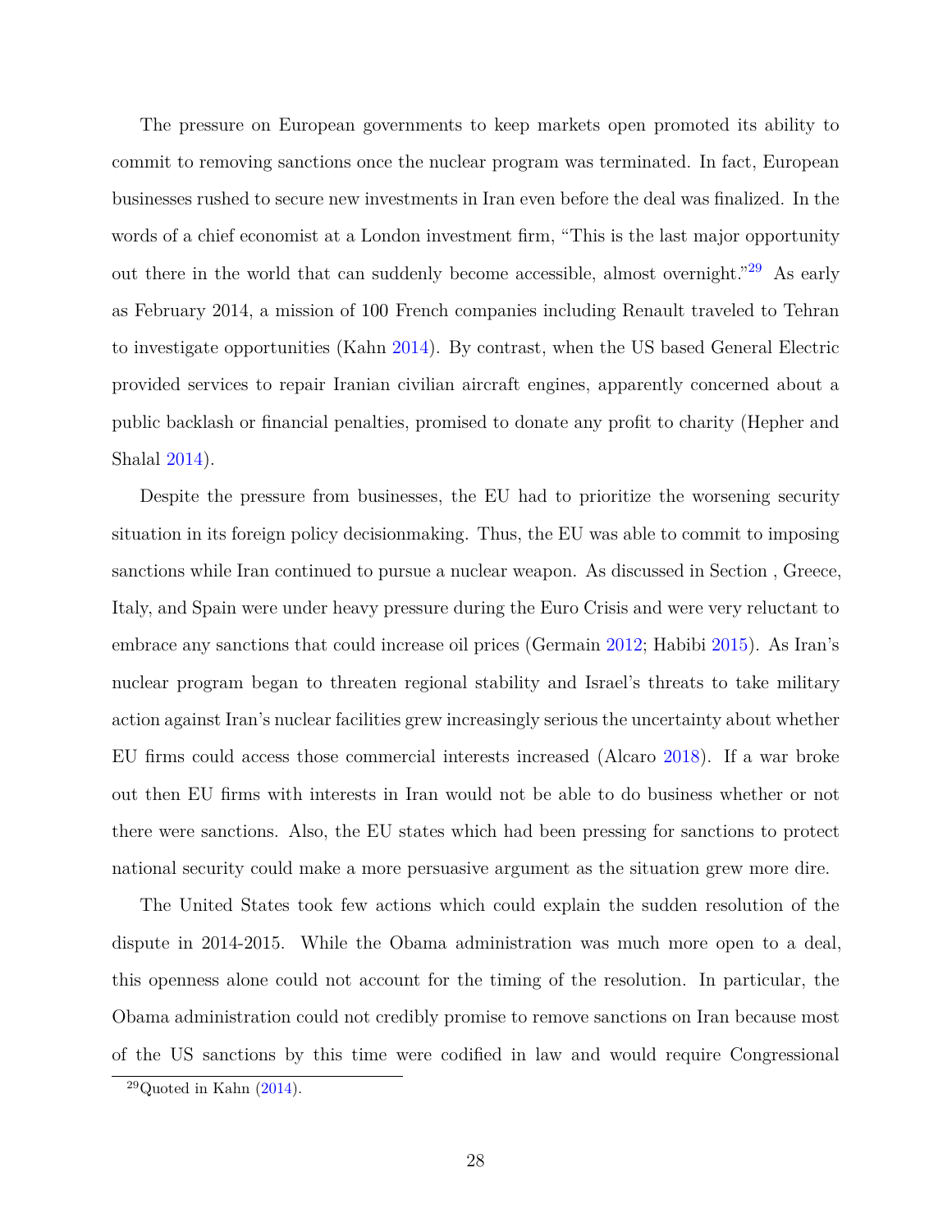The pressure on European governments to keep markets open promoted its ability to commit to removing sanctions once the nuclear program was terminated. In fact, European businesses rushed to secure new investments in Iran even before the deal was finalized. In the words of a chief economist at a London investment firm, "This is the last major opportunity out there in the world that can suddenly become accessible, almost overnight."[29] As early as February 2014, a mission of 100 French companies including Renault traveled to Tehran to investigate opportunities (Kahn 2014). By contrast, when the US based General Electric provided services to repair Iranian civilian aircraft engines, apparently concerned about a public backlash or financial penalties, promised to donate any profit to charity (Hepher and Shalal 2014).

Despite the pressure from businesses, the EU had to prioritize the worsening security situation in its foreign policy decisionmaking. Thus, the EU was able to commit to imposing sanctions while Iran continued to pursue a nuclear weapon. As discussed in Section , Greece, Italy, and Spain were under heavy pressure during the Euro Crisis and were very reluctant to embrace any sanctions that could increase oil prices (Germain 2012; Habibi 2015). As Iran's nuclear program began to threaten regional stability and Israel's threats to take military action against Iran's nuclear facilities grew increasingly serious the uncertainty about whether EU firms could access those commercial interests increased (Alcaro 2018). If a war broke out then EU firms with interests in Iran would not be able to do business whether or not there were sanctions. Also, the EU states which had been pressing for sanctions to protect national security could make a more persuasive argument as the situation grew more dire.

The United States took few actions which could explain the sudden resolution of the dispute in 2014-2015. While the Obama administration was much more open to a deal, this openness alone could not account for the timing of the resolution. In particular, the Obama administration could not credibly promise to remove sanctions on Iran because most of the US sanctions by this time were codified in law and would require Congressional

[29] Quoted in Kahn (2014).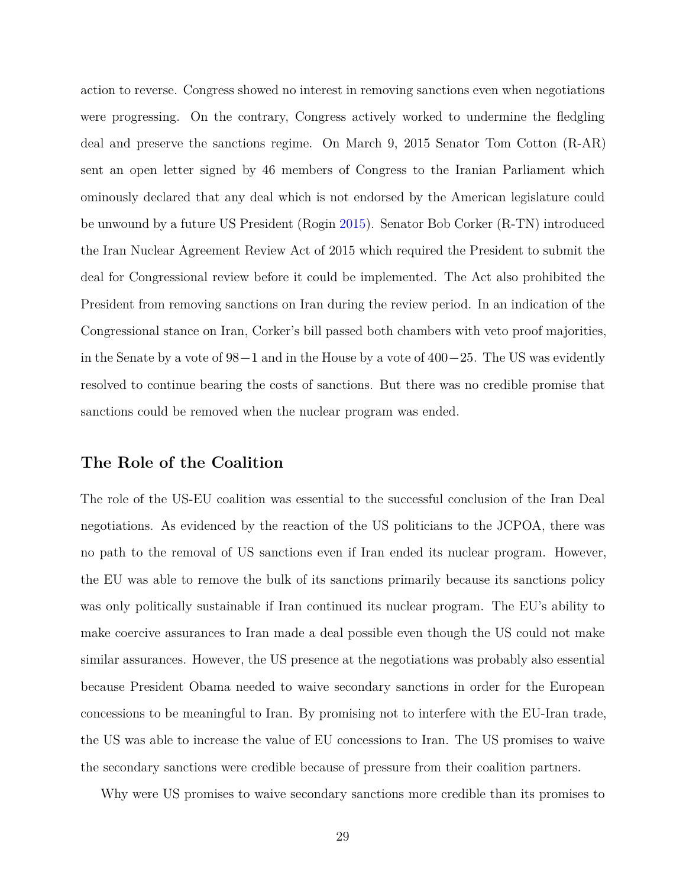action to reverse. Congress showed no interest in removing sanctions even when negotiations were progressing. On the contrary, Congress actively worked to undermine the fledgling deal and preserve the sanctions regime. On March 9, 2015 Senator Tom Cotton (R-AR) sent an open letter signed by 46 members of Congress to the Iranian Parliament which ominously declared that any deal which is not endorsed by the American legislature could be unwound by a future US President (Rogin 2015). Senator Bob Corker (R-TN) introduced the Iran Nuclear Agreement Review Act of 2015 which required the President to submit the deal for Congressional review before it could be implemented. The Act also prohibited the President from removing sanctions on Iran during the review period. In an indication of the Congressional stance on Iran, Corker's bill passed both chambers with veto proof majorities, in the Senate by a vote of $98-1$ and in the House by a vote of $400-25$. The US was evidently resolved to continue bearing the costs of sanctions. But there was no credible promise that sanctions could be removed when the nuclear program was ended.

## The Role of the Coalition

The role of the US-EU coalition was essential to the successful conclusion of the Iran Deal negotiations. As evidenced by the reaction of the US politicians to the JCPOA, there was no path to the removal of US sanctions even if Iran ended its nuclear program. However, the EU was able to remove the bulk of its sanctions primarily because its sanctions policy was only politically sustainable if Iran continued its nuclear program. The EU's ability to make coercive assurances to Iran made a deal possible even though the US could not make similar assurances. However, the US presence at the negotiations was probably also essential because President Obama needed to waive secondary sanctions in order for the European concessions to be meaningful to Iran. By promising not to interfere with the EU-Iran trade, the US was able to increase the value of EU concessions to Iran. The US promises to waive the secondary sanctions were credible because of pressure from their coalition partners.

Why were US promises to waive secondary sanctions more credible than its promises to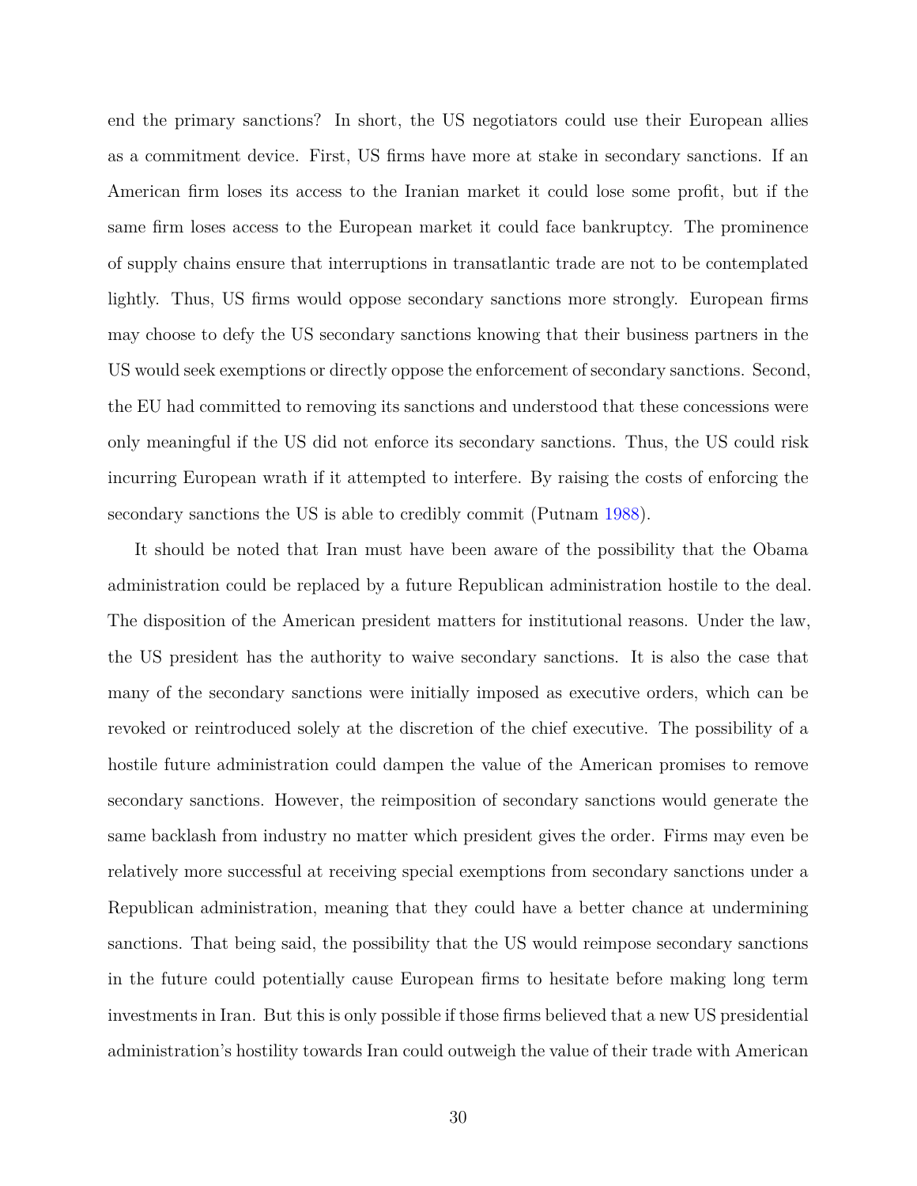end the primary sanctions? In short, the US negotiators could use their European allies as a commitment device. First, US firms have more at stake in secondary sanctions. If an American firm loses its access to the Iranian market it could lose some profit, but if the same firm loses access to the European market it could face bankruptcy. The prominence of supply chains ensure that interruptions in transatlantic trade are not to be contemplated lightly. Thus, US firms would oppose secondary sanctions more strongly. European firms may choose to defy the US secondary sanctions knowing that their business partners in the US would seek exemptions or directly oppose the enforcement of secondary sanctions. Second, the EU had committed to removing its sanctions and understood that these concessions were only meaningful if the US did not enforce its secondary sanctions. Thus, the US could risk incurring European wrath if it attempted to interfere. By raising the costs of enforcing the secondary sanctions the US is able to credibly commit (Putnam 1988).

It should be noted that Iran must have been aware of the possibility that the Obama administration could be replaced by a future Republican administration hostile to the deal. The disposition of the American president matters for institutional reasons. Under the law, the US president has the authority to waive secondary sanctions. It is also the case that many of the secondary sanctions were initially imposed as executive orders, which can be revoked or reintroduced solely at the discretion of the chief executive. The possibility of a hostile future administration could dampen the value of the American promises to remove secondary sanctions. However, the reimposition of secondary sanctions would generate the same backlash from industry no matter which president gives the order. Firms may even be relatively more successful at receiving special exemptions from secondary sanctions under a Republican administration, meaning that they could have a better chance at undermining sanctions. That being said, the possibility that the US would reimpose secondary sanctions in the future could potentially cause European firms to hesitate before making long term investments in Iran. But this is only possible if those firms believed that a new US presidential administration's hostility towards Iran could outweigh the value of their trade with American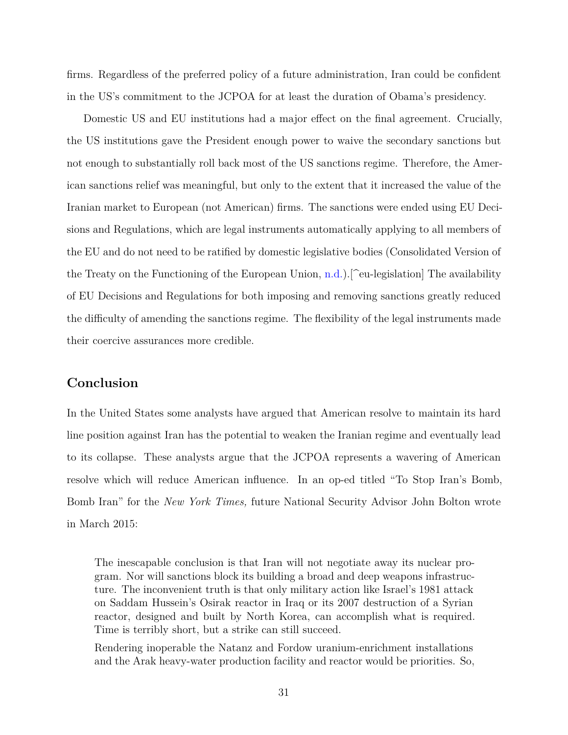firms. Regardless of the preferred policy of a future administration, Iran could be confident in the US's commitment to the JCPOA for at least the duration of Obama's presidency.

Domestic US and EU institutions had a major effect on the final agreement. Crucially, the US institutions gave the President enough power to waive the secondary sanctions but not enough to substantially roll back most of the US sanctions regime. Therefore, the American sanctions relief was meaningful, but only to the extent that it increased the value of the Iranian market to European (not American) firms. The sanctions were ended using EU Decisions and Regulations, which are legal instruments automatically applying to all members of the EU and do not need to be ratified by domestic legislative bodies (Consolidated Version of the Treaty on the Functioning of the European Union, n.d.).[^eu-legislation] The availability of EU Decisions and Regulations for both imposing and removing sanctions greatly reduced the difficulty of amending the sanctions regime. The flexibility of the legal instruments made their coercive assurances more credible.

## Conclusion

In the United States some analysts have argued that American resolve to maintain its hard line position against Iran has the potential to weaken the Iranian regime and eventually lead to its collapse. These analysts argue that the JCPOA represents a wavering of American resolve which will reduce American influence. In an op-ed titled "To Stop Iran's Bomb, Bomb Iran" for the *New York Times,* future National Security Advisor John Bolton wrote in March 2015:

> The inescapable conclusion is that Iran will not negotiate away its nuclear program. Nor will sanctions block its building a broad and deep weapons infrastructure. The inconvenient truth is that only military action like Israel's 1981 attack on Saddam Hussein's Osirak reactor in Iraq or its 2007 destruction of a Syrian reactor, designed and built by North Korea, can accomplish what is required. Time is terribly short, but a strike can still succeed.
>
> Rendering inoperable the Natanz and Fordow uranium-enrichment installations and the Arak heavy-water production facility and reactor would be priorities. So,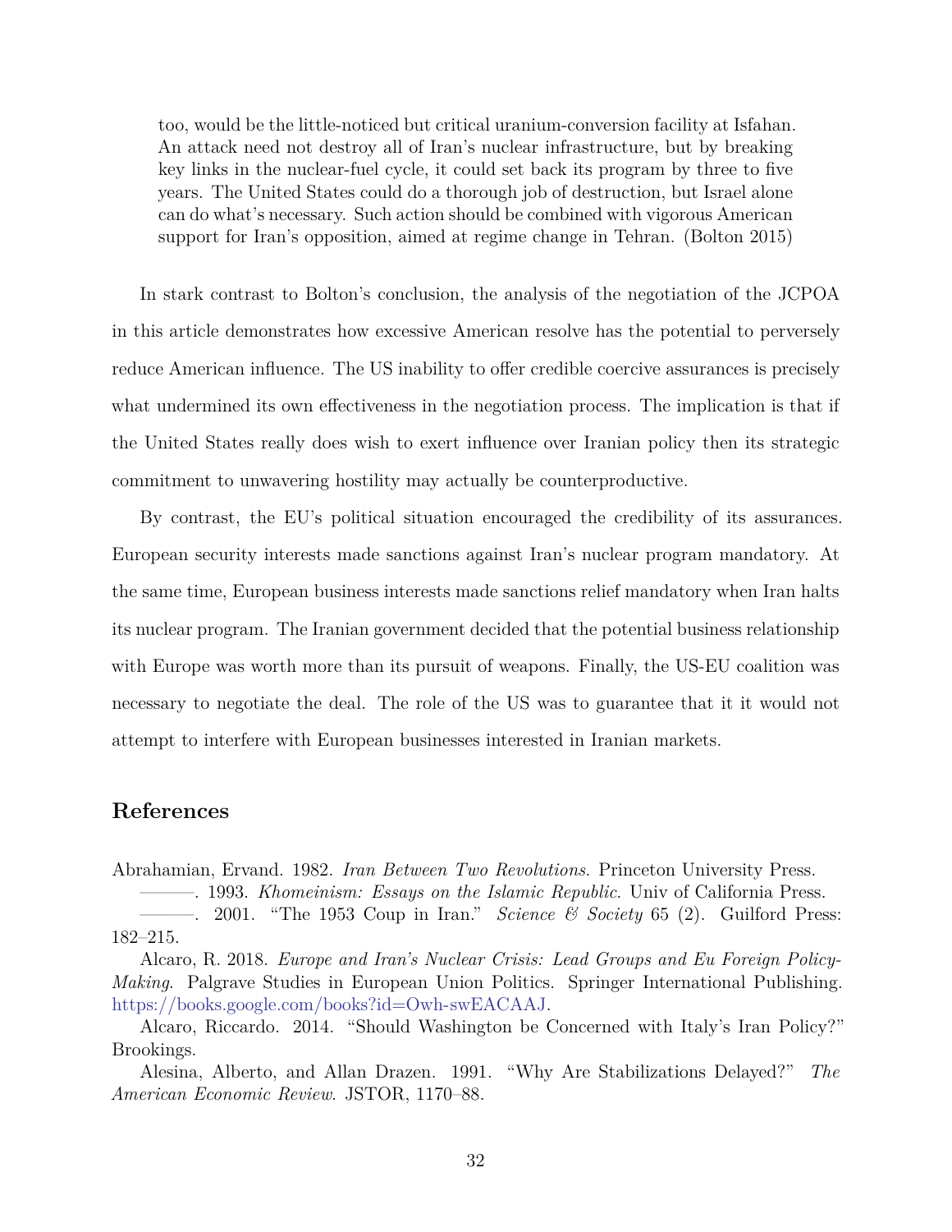> too, would be the little-noticed but critical uranium-conversion facility at Isfahan. An attack need not destroy all of Iran's nuclear infrastructure, but by breaking key links in the nuclear-fuel cycle, it could set back its program by three to five years. The United States could do a thorough job of destruction, but Israel alone can do what's necessary. Such action should be combined with vigorous American support for Iran's opposition, aimed at regime change in Tehran. (Bolton 2015)

In stark contrast to Bolton's conclusion, the analysis of the negotiation of the JCPOA in this article demonstrates how excessive American resolve has the potential to perversely reduce American influence. The US inability to offer credible coercive assurances is precisely what undermined its own effectiveness in the negotiation process. The implication is that if the United States really does wish to exert influence over Iranian policy then its strategic commitment to unwavering hostility may actually be counterproductive.

By contrast, the EU's political situation encouraged the credibility of its assurances. European security interests made sanctions against Iran's nuclear program mandatory. At the same time, European business interests made sanctions relief mandatory when Iran halts its nuclear program. The Iranian government decided that the potential business relationship with Europe was worth more than its pursuit of weapons. Finally, the US-EU coalition was necessary to negotiate the deal. The role of the US was to guarantee that it it would not attempt to interfere with European businesses interested in Iranian markets.

## References

Abrahamian, Ervand. 1982. *Iran Between Two Revolutions*. Princeton University Press.

———. 1993. *Khomeinism: Essays on the Islamic Republic*. Univ of California Press.

———. 2001. "The 1953 Coup in Iran." *Science & Society* 65 (2). Guilford Press: 182–215.

Alcaro, R. 2018. *Europe and Iran's Nuclear Crisis: Lead Groups and Eu Foreign Policy-Making*. Palgrave Studies in European Union Politics. Springer International Publishing. https://books.google.com/books?id=Owh-swEACAAJ.

Alcaro, Riccardo. 2014. "Should Washington be Concerned with Italy's Iran Policy?" Brookings.

Alesina, Alberto, and Allan Drazen. 1991. "Why Are Stabilizations Delayed?" *The American Economic Review*. JSTOR, 1170–88.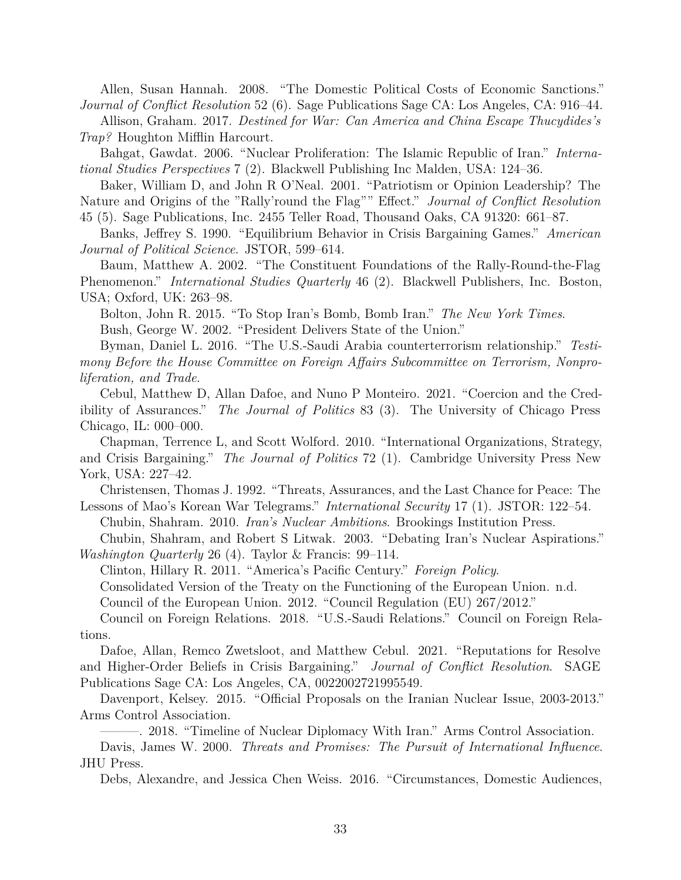Allen, Susan Hannah. 2008. "The Domestic Political Costs of Economic Sanctions." *Journal of Conflict Resolution* 52 (6). Sage Publications Sage CA: Los Angeles, CA: 916–44.

Allison, Graham. 2017. *Destined for War: Can America and China Escape Thucydides's Trap?* Houghton Mifflin Harcourt.

Bahgat, Gawdat. 2006. "Nuclear Proliferation: The Islamic Republic of Iran." *International Studies Perspectives* 7 (2). Blackwell Publishing Inc Malden, USA: 124–36.

Baker, William D, and John R O'Neal. 2001. "Patriotism or Opinion Leadership? The Nature and Origins of the "Rally'round the Flag"" Effect." *Journal of Conflict Resolution* 45 (5). Sage Publications, Inc. 2455 Teller Road, Thousand Oaks, CA 91320: 661–87.

Banks, Jeffrey S. 1990. "Equilibrium Behavior in Crisis Bargaining Games." *American Journal of Political Science*. JSTOR, 599–614.

Baum, Matthew A. 2002. "The Constituent Foundations of the Rally-Round-the-Flag Phenomenon." *International Studies Quarterly* 46 (2). Blackwell Publishers, Inc. Boston, USA; Oxford, UK: 263–98.

Bolton, John R. 2015. "To Stop Iran's Bomb, Bomb Iran." *The New York Times*.

Bush, George W. 2002. "President Delivers State of the Union."

Byman, Daniel L. 2016. "The U.S.-Saudi Arabia counterterrorism relationship." *Testimony Before the House Committee on Foreign Affairs Subcommittee on Terrorism, Nonproliferation, and Trade*.

Cebul, Matthew D, Allan Dafoe, and Nuno P Monteiro. 2021. "Coercion and the Credibility of Assurances." *The Journal of Politics* 83 (3). The University of Chicago Press Chicago, IL: 000–000.

Chapman, Terrence L, and Scott Wolford. 2010. "International Organizations, Strategy, and Crisis Bargaining." *The Journal of Politics* 72 (1). Cambridge University Press New York, USA: 227–42.

Christensen, Thomas J. 1992. "Threats, Assurances, and the Last Chance for Peace: The Lessons of Mao's Korean War Telegrams." *International Security* 17 (1). JSTOR: 122–54.

Chubin, Shahram. 2010. *Iran's Nuclear Ambitions*. Brookings Institution Press.

Chubin, Shahram, and Robert S Litwak. 2003. "Debating Iran's Nuclear Aspirations." *Washington Quarterly* 26 (4). Taylor & Francis: 99–114.

Clinton, Hillary R. 2011. "America's Pacific Century." *Foreign Policy*.

Consolidated Version of the Treaty on the Functioning of the European Union. n.d.

Council of the European Union. 2012. "Council Regulation (EU) 267/2012."

Council on Foreign Relations. 2018. "U.S.-Saudi Relations." Council on Foreign Relations.

Dafoe, Allan, Remco Zwetsloot, and Matthew Cebul. 2021. "Reputations for Resolve and Higher-Order Beliefs in Crisis Bargaining." *Journal of Conflict Resolution*. SAGE Publications Sage CA: Los Angeles, CA, 0022002721995549.

Davenport, Kelsey. 2015. "Official Proposals on the Iranian Nuclear Issue, 2003-2013." Arms Control Association.

———. 2018. "Timeline of Nuclear Diplomacy With Iran." Arms Control Association.

Davis, James W. 2000. *Threats and Promises: The Pursuit of International Influence*. JHU Press.

Debs, Alexandre, and Jessica Chen Weiss. 2016. "Circumstances, Domestic Audiences,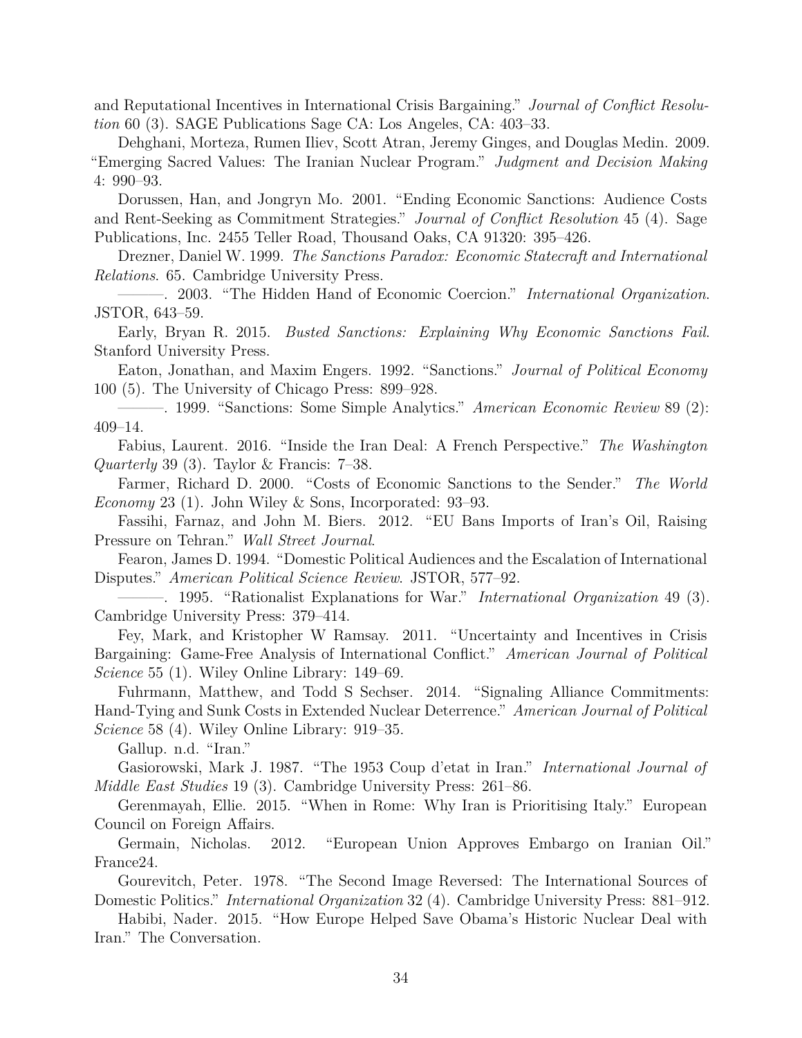and Reputational Incentives in International Crisis Bargaining." *Journal of Conflict Resolution* 60 (3). SAGE Publications Sage CA: Los Angeles, CA: 403–33.

Dehghani, Morteza, Rumen Iliev, Scott Atran, Jeremy Ginges, and Douglas Medin. 2009. "Emerging Sacred Values: The Iranian Nuclear Program." *Judgment and Decision Making* 4: 990–93.

Dorussen, Han, and Jongryn Mo. 2001. "Ending Economic Sanctions: Audience Costs and Rent-Seeking as Commitment Strategies." *Journal of Conflict Resolution* 45 (4). Sage Publications, Inc. 2455 Teller Road, Thousand Oaks, CA 91320: 395–426.

Drezner, Daniel W. 1999. *The Sanctions Paradox: Economic Statecraft and International Relations*. 65. Cambridge University Press.

———. 2003. "The Hidden Hand of Economic Coercion." *International Organization*. JSTOR, 643–59.

Early, Bryan R. 2015. *Busted Sanctions: Explaining Why Economic Sanctions Fail*. Stanford University Press.

Eaton, Jonathan, and Maxim Engers. 1992. "Sanctions." *Journal of Political Economy* 100 (5). The University of Chicago Press: 899–928.

———. 1999. "Sanctions: Some Simple Analytics." *American Economic Review* 89 (2): 409–14.

Fabius, Laurent. 2016. "Inside the Iran Deal: A French Perspective." *The Washington Quarterly* 39 (3). Taylor & Francis: 7–38.

Farmer, Richard D. 2000. "Costs of Economic Sanctions to the Sender." *The World Economy* 23 (1). John Wiley & Sons, Incorporated: 93–93.

Fassihi, Farnaz, and John M. Biers. 2012. "EU Bans Imports of Iran's Oil, Raising Pressure on Tehran." *Wall Street Journal*.

Fearon, James D. 1994. "Domestic Political Audiences and the Escalation of International Disputes." *American Political Science Review*. JSTOR, 577–92.

———. 1995. "Rationalist Explanations for War." *International Organization* 49 (3). Cambridge University Press: 379–414.

Fey, Mark, and Kristopher W Ramsay. 2011. "Uncertainty and Incentives in Crisis Bargaining: Game-Free Analysis of International Conflict." *American Journal of Political Science* 55 (1). Wiley Online Library: 149–69.

Fuhrmann, Matthew, and Todd S Sechser. 2014. "Signaling Alliance Commitments: Hand-Tying and Sunk Costs in Extended Nuclear Deterrence." *American Journal of Political Science* 58 (4). Wiley Online Library: 919–35.

Gallup. n.d. "Iran."

Gasiorowski, Mark J. 1987. "The 1953 Coup d'etat in Iran." *International Journal of Middle East Studies* 19 (3). Cambridge University Press: 261–86.

Gerenmayah, Ellie. 2015. "When in Rome: Why Iran is Prioritising Italy." European Council on Foreign Affairs.

Germain, Nicholas. 2012. "European Union Approves Embargo on Iranian Oil." France24.

Gourevitch, Peter. 1978. "The Second Image Reversed: The International Sources of Domestic Politics." *International Organization* 32 (4). Cambridge University Press: 881–912.

Habibi, Nader. 2015. "How Europe Helped Save Obama's Historic Nuclear Deal with Iran." The Conversation.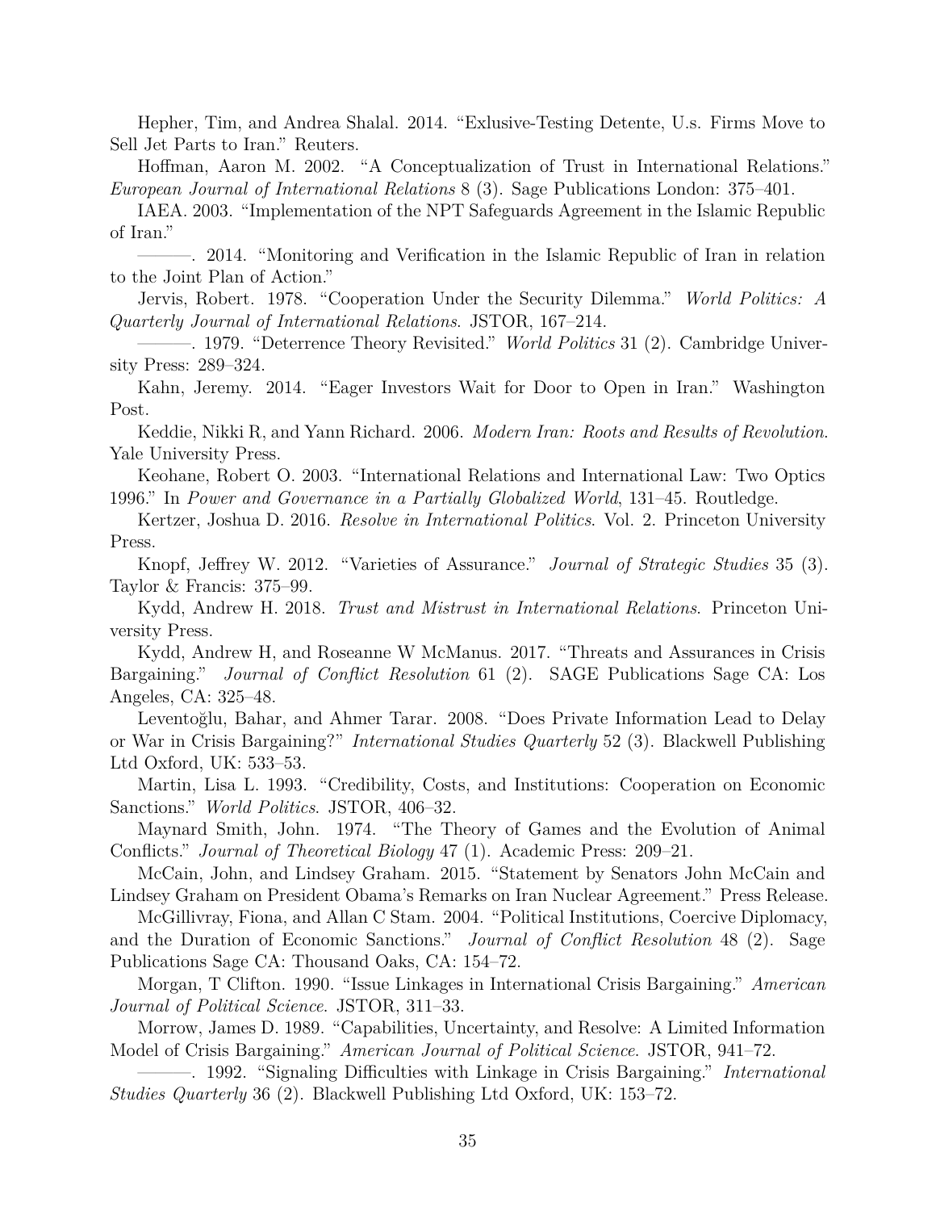Hepher, Tim, and Andrea Shalal. 2014. "Exlusive-Testing Detente, U.s. Firms Move to Sell Jet Parts to Iran." Reuters.

Hoffman, Aaron M. 2002. "A Conceptualization of Trust in International Relations." *European Journal of International Relations* 8 (3). Sage Publications London: 375–401.

IAEA. 2003. "Implementation of the NPT Safeguards Agreement in the Islamic Republic of Iran."

———. 2014. "Monitoring and Verification in the Islamic Republic of Iran in relation to the Joint Plan of Action."

Jervis, Robert. 1978. "Cooperation Under the Security Dilemma." *World Politics: A Quarterly Journal of International Relations*. JSTOR, 167–214.

———. 1979. "Deterrence Theory Revisited." *World Politics* 31 (2). Cambridge University Press: 289–324.

Kahn, Jeremy. 2014. "Eager Investors Wait for Door to Open in Iran." Washington Post.

Keddie, Nikki R, and Yann Richard. 2006. *Modern Iran: Roots and Results of Revolution*. Yale University Press.

Keohane, Robert O. 2003. "International Relations and International Law: Two Optics 1996." In *Power and Governance in a Partially Globalized World*, 131–45. Routledge.

Kertzer, Joshua D. 2016. *Resolve in International Politics*. Vol. 2. Princeton University Press.

Knopf, Jeffrey W. 2012. "Varieties of Assurance." *Journal of Strategic Studies* 35 (3). Taylor & Francis: 375–99.

Kydd, Andrew H. 2018. *Trust and Mistrust in International Relations*. Princeton University Press.

Kydd, Andrew H, and Roseanne W McManus. 2017. "Threats and Assurances in Crisis Bargaining." *Journal of Conflict Resolution* 61 (2). SAGE Publications Sage CA: Los Angeles, CA: 325–48.

Leventoğlu, Bahar, and Ahmer Tarar. 2008. "Does Private Information Lead to Delay or War in Crisis Bargaining?" *International Studies Quarterly* 52 (3). Blackwell Publishing Ltd Oxford, UK: 533–53.

Martin, Lisa L. 1993. "Credibility, Costs, and Institutions: Cooperation on Economic Sanctions." *World Politics*. JSTOR, 406–32.

Maynard Smith, John. 1974. "The Theory of Games and the Evolution of Animal Conflicts." *Journal of Theoretical Biology* 47 (1). Academic Press: 209–21.

McCain, John, and Lindsey Graham. 2015. "Statement by Senators John McCain and Lindsey Graham on President Obama's Remarks on Iran Nuclear Agreement." Press Release.

McGillivray, Fiona, and Allan C Stam. 2004. "Political Institutions, Coercive Diplomacy, and the Duration of Economic Sanctions." *Journal of Conflict Resolution* 48 (2). Sage Publications Sage CA: Thousand Oaks, CA: 154–72.

Morgan, T Clifton. 1990. "Issue Linkages in International Crisis Bargaining." *American Journal of Political Science*. JSTOR, 311–33.

Morrow, James D. 1989. "Capabilities, Uncertainty, and Resolve: A Limited Information Model of Crisis Bargaining." *American Journal of Political Science*. JSTOR, 941–72.

———. 1992. "Signaling Difficulties with Linkage in Crisis Bargaining." *International Studies Quarterly* 36 (2). Blackwell Publishing Ltd Oxford, UK: 153–72.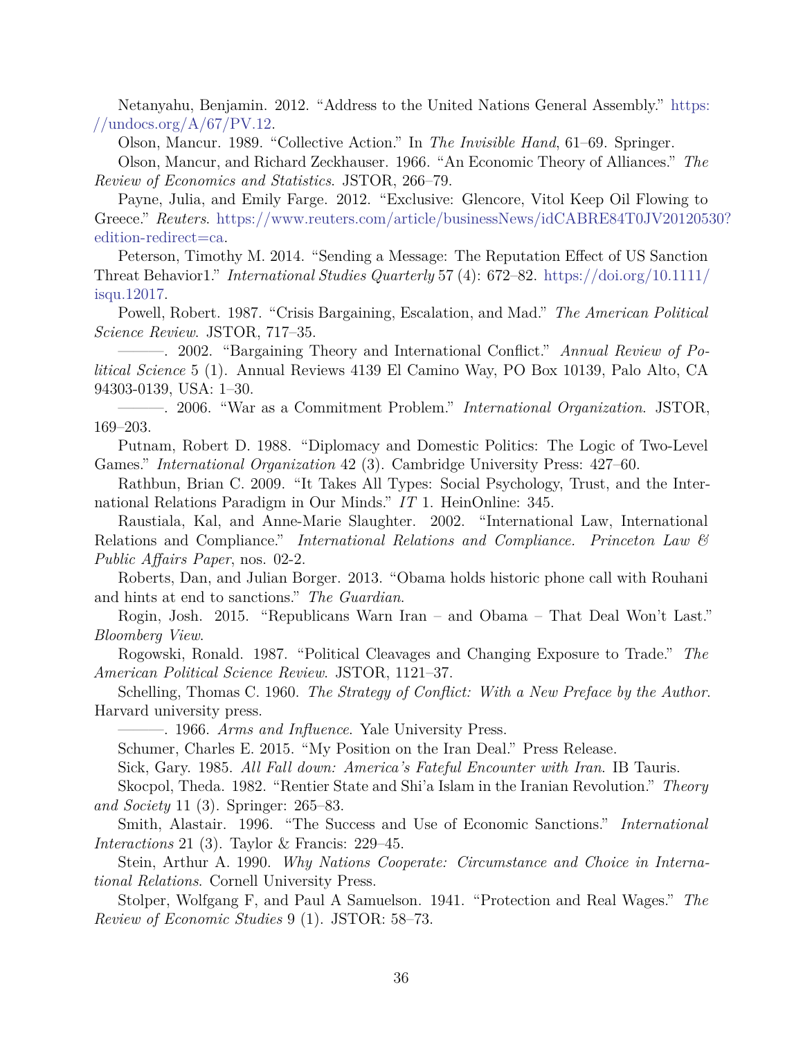Netanyahu, Benjamin. 2012. "Address to the United Nations General Assembly." https://undocs.org/A/67/PV.12.

Olson, Mancur. 1989. "Collective Action." In *The Invisible Hand*, 61–69. Springer.

Olson, Mancur, and Richard Zeckhauser. 1966. "An Economic Theory of Alliances." *The Review of Economics and Statistics*. JSTOR, 266–79.

Payne, Julia, and Emily Farge. 2012. "Exclusive: Glencore, Vitol Keep Oil Flowing to Greece." *Reuters*. https://www.reuters.com/article/businessNews/idCABRE84T0JV20120530?edition-redirect=ca.

Peterson, Timothy M. 2014. "Sending a Message: The Reputation Effect of US Sanction Threat Behavior1." *International Studies Quarterly* 57 (4): 672–82. https://doi.org/10.1111/isqu.12017.

Powell, Robert. 1987. "Crisis Bargaining, Escalation, and Mad." *The American Political Science Review*. JSTOR, 717–35.

———. 2002. "Bargaining Theory and International Conflict." *Annual Review of Political Science* 5 (1). Annual Reviews 4139 El Camino Way, PO Box 10139, Palo Alto, CA 94303-0139, USA: 1–30.

———. 2006. "War as a Commitment Problem." *International Organization*. JSTOR, 169–203.

Putnam, Robert D. 1988. "Diplomacy and Domestic Politics: The Logic of Two-Level Games." *International Organization* 42 (3). Cambridge University Press: 427–60.

Rathbun, Brian C. 2009. "It Takes All Types: Social Psychology, Trust, and the International Relations Paradigm in Our Minds." *IT* 1. HeinOnline: 345.

Raustiala, Kal, and Anne-Marie Slaughter. 2002. "International Law, International Relations and Compliance." *International Relations and Compliance. Princeton Law & Public Affairs Paper*, nos. 02-2.

Roberts, Dan, and Julian Borger. 2013. "Obama holds historic phone call with Rouhani and hints at end to sanctions." *The Guardian*.

Rogin, Josh. 2015. "Republicans Warn Iran – and Obama – That Deal Won't Last." *Bloomberg View*.

Rogowski, Ronald. 1987. "Political Cleavages and Changing Exposure to Trade." *The American Political Science Review*. JSTOR, 1121–37.

Schelling, Thomas C. 1960. *The Strategy of Conflict: With a New Preface by the Author*. Harvard university press.

———. 1966. *Arms and Influence*. Yale University Press.

Schumer, Charles E. 2015. "My Position on the Iran Deal." Press Release.

Sick, Gary. 1985. *All Fall down: America's Fateful Encounter with Iran*. IB Tauris.

Skocpol, Theda. 1982. "Rentier State and Shi'a Islam in the Iranian Revolution." *Theory and Society* 11 (3). Springer: 265–83.

Smith, Alastair. 1996. "The Success and Use of Economic Sanctions." *International Interactions* 21 (3). Taylor & Francis: 229–45.

Stein, Arthur A. 1990. *Why Nations Cooperate: Circumstance and Choice in International Relations*. Cornell University Press.

Stolper, Wolfgang F, and Paul A Samuelson. 1941. "Protection and Real Wages." *The Review of Economic Studies* 9 (1). JSTOR: 58–73.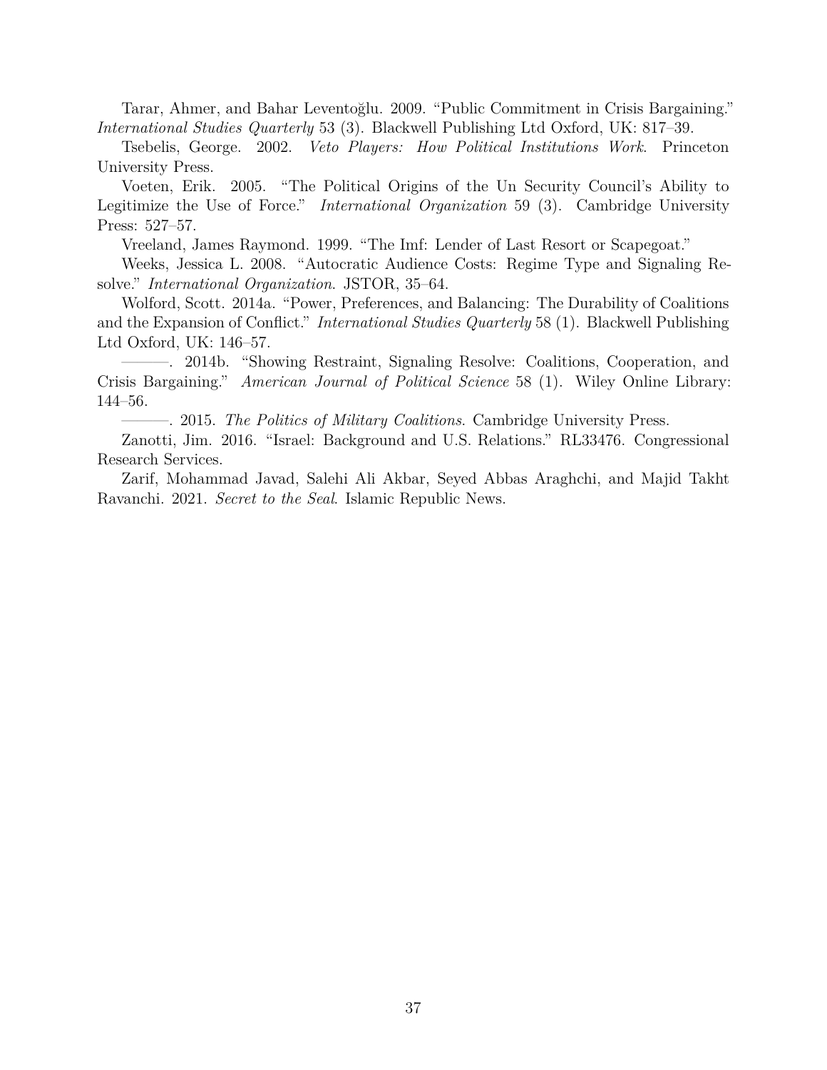Tarar, Ahmer, and Bahar Leventoğlu. 2009. "Public Commitment in Crisis Bargaining." *International Studies Quarterly* 53 (3). Blackwell Publishing Ltd Oxford, UK: 817–39.

Tsebelis, George. 2002. *Veto Players: How Political Institutions Work*. Princeton University Press.

Voeten, Erik. 2005. "The Political Origins of the Un Security Council's Ability to Legitimize the Use of Force." *International Organization* 59 (3). Cambridge University Press: 527–57.

Vreeland, James Raymond. 1999. "The Imf: Lender of Last Resort or Scapegoat."

Weeks, Jessica L. 2008. "Autocratic Audience Costs: Regime Type and Signaling Resolve." *International Organization*. JSTOR, 35–64.

Wolford, Scott. 2014a. "Power, Preferences, and Balancing: The Durability of Coalitions and the Expansion of Conflict." *International Studies Quarterly* 58 (1). Blackwell Publishing Ltd Oxford, UK: 146–57.

———. 2014b. "Showing Restraint, Signaling Resolve: Coalitions, Cooperation, and Crisis Bargaining." *American Journal of Political Science* 58 (1). Wiley Online Library: 144–56.

———. 2015. *The Politics of Military Coalitions*. Cambridge University Press.

Zanotti, Jim. 2016. "Israel: Background and U.S. Relations." RL33476. Congressional Research Services.

Zarif, Mohammad Javad, Salehi Ali Akbar, Seyed Abbas Araghchi, and Majid Takht Ravanchi. 2021. *Secret to the Seal*. Islamic Republic News.